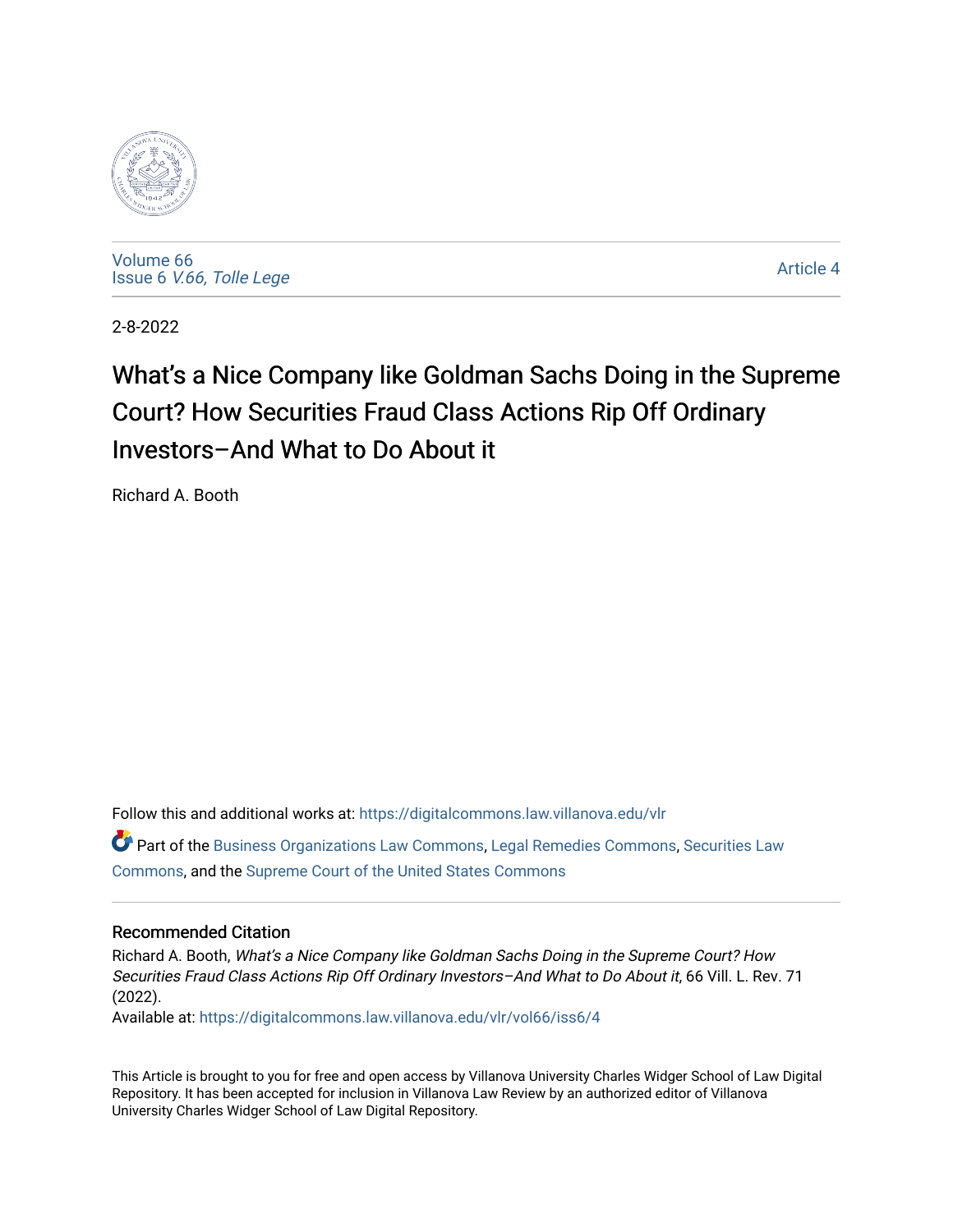Volume 66
Issue 6 *V.66, Tolle Lege*

Article 4

2-8-2022

# What's a Nice Company like Goldman Sachs Doing in the Supreme Court? How Securities Fraud Class Actions Rip Off Ordinary Investors–And What to Do About it

Richard A. Booth

Follow this and additional works at: https://digitalcommons.law.villanova.edu/vlr

Part of the Business Organizations Law Commons, Legal Remedies Commons, Securities Law Commons, and the Supreme Court of the United States Commons

## Recommended Citation

Richard A. Booth, *What's a Nice Company like Goldman Sachs Doing in the Supreme Court? How Securities Fraud Class Actions Rip Off Ordinary Investors–And What to Do About it*, 66 Vill. L. Rev. 71 (2022).
Available at: https://digitalcommons.law.villanova.edu/vlr/vol66/iss6/4

This Article is brought to you for free and open access by Villanova University Charles Widger School of Law Digital Repository. It has been accepted for inclusion in Villanova Law Review by an authorized editor of Villanova University Charles Widger School of Law Digital Repository.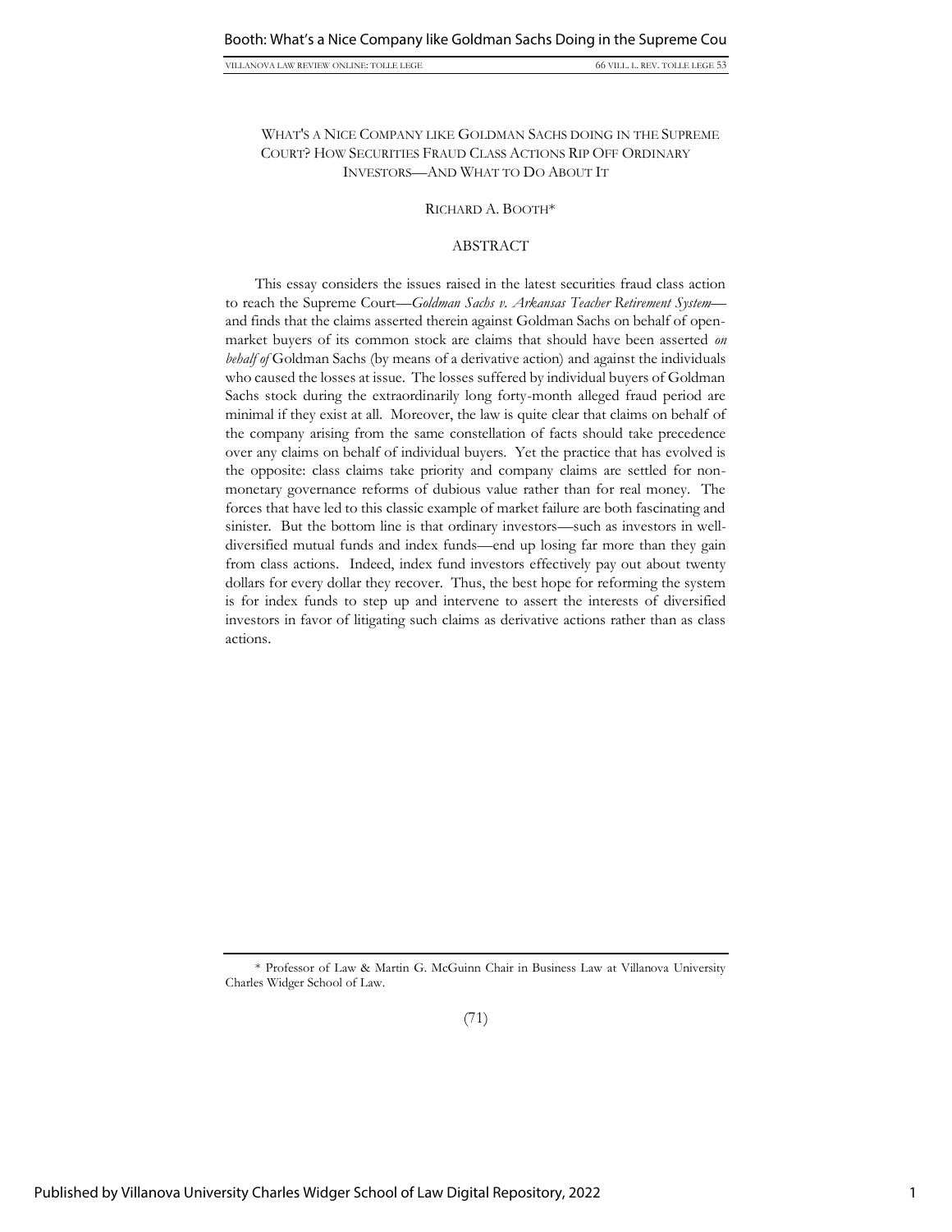# WHAT'S A NICE COMPANY LIKE GOLDMAN SACHS DOING IN THE SUPREME COURT? HOW SECURITIES FRAUD CLASS ACTIONS RIP OFF ORDINARY INVESTORS—AND WHAT TO DO ABOUT IT

RICHARD A. BOOTH*

## ABSTRACT

This essay considers the issues raised in the latest securities fraud class action to reach the Supreme Court—*Goldman Sachs v. Arkansas Teacher Retirement System*—and finds that the claims asserted therein against Goldman Sachs on behalf of open-market buyers of its common stock are claims that should have been asserted *on behalf of* Goldman Sachs (by means of a derivative action) and against the individuals who caused the losses at issue. The losses suffered by individual buyers of Goldman Sachs stock during the extraordinarily long forty-month alleged fraud period are minimal if they exist at all. Moreover, the law is quite clear that claims on behalf of the company arising from the same constellation of facts should take precedence over any claims on behalf of individual buyers. Yet the practice that has evolved is the opposite: class claims take priority and company claims are settled for non-monetary governance reforms of dubious value rather than for real money. The forces that have led to this classic example of market failure are both fascinating and sinister. But the bottom line is that ordinary investors—such as investors in well-diversified mutual funds and index funds—end up losing far more than they gain from class actions. Indeed, index fund investors effectively pay out about twenty dollars for every dollar they recover. Thus, the best hope for reforming the system is for index funds to step up and intervene to assert the interests of diversified investors in favor of litigating such claims as derivative actions rather than as class actions.

---

\* Professor of Law & Martin G. McGuinn Chair in Business Law at Villanova University Charles Widger School of Law.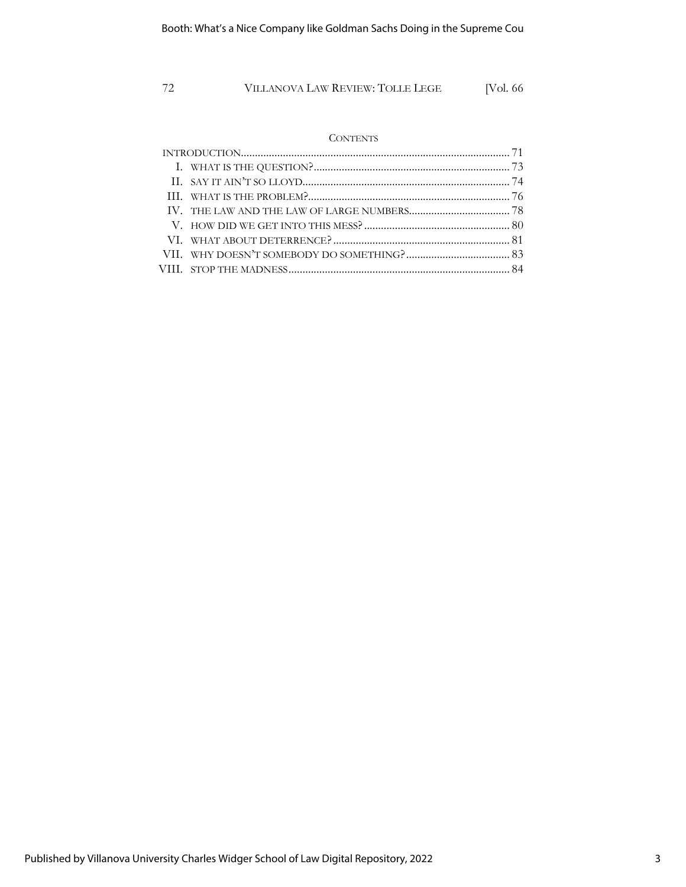## CONTENTS

- INTRODUCTION ........ 71
- I. WHAT IS THE QUESTION? ........ 73
- II. SAY IT AIN'T SO LLOYD ........ 74
- III. WHAT IS THE PROBLEM? ........ 76
- IV. THE LAW AND THE LAW OF LARGE NUMBERS ........ 78
- V. HOW DID WE GET INTO THIS MESS? ........ 80
- VI. WHAT ABOUT DETERRENCE? ........ 81
- VII. WHY DOESN'T SOMEBODY DO SOMETHING? ........ 83
- VIII. STOP THE MADNESS ........ 84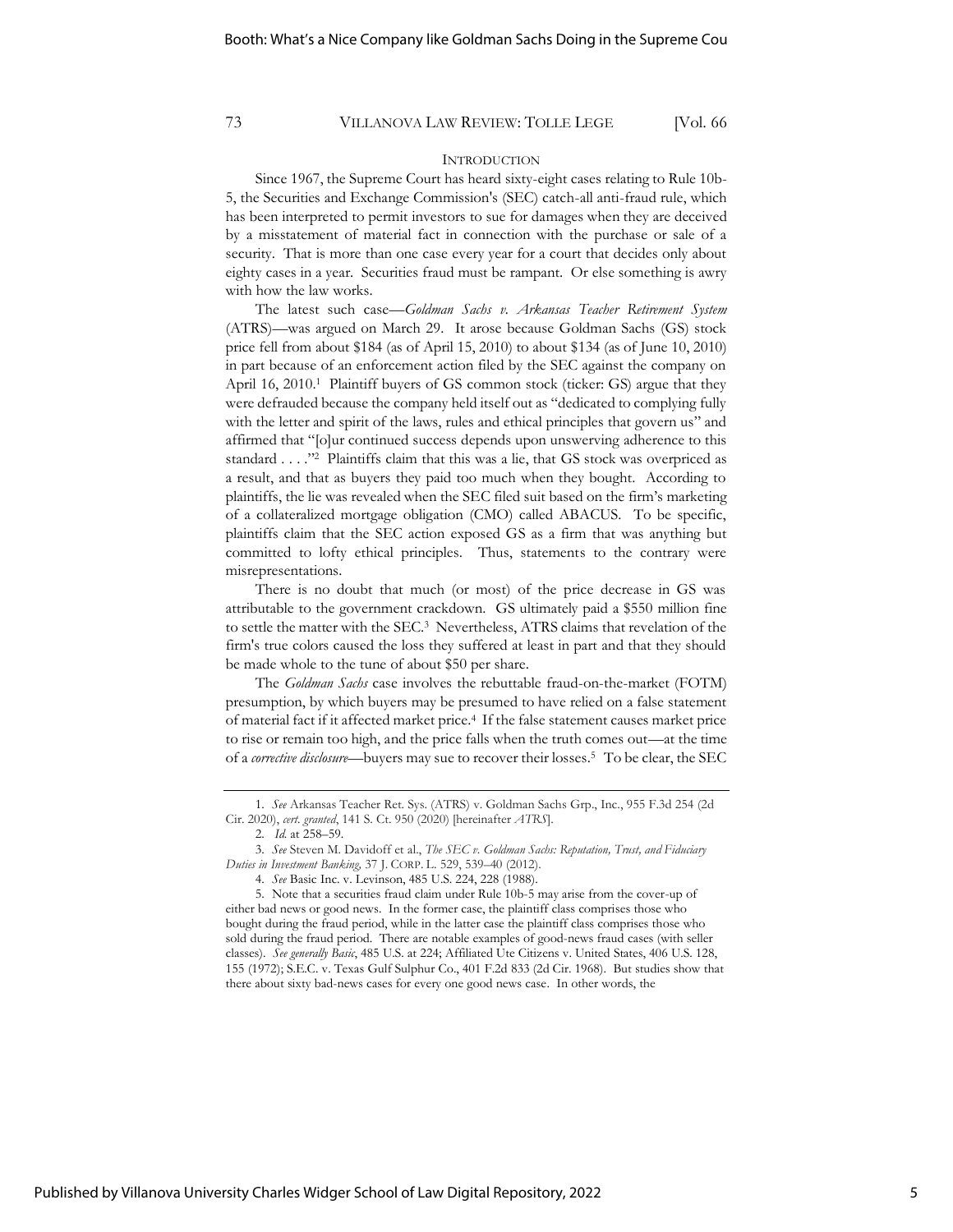## INTRODUCTION

Since 1967, the Supreme Court has heard sixty-eight cases relating to Rule 10b-5, the Securities and Exchange Commission's (SEC) catch-all anti-fraud rule, which has been interpreted to permit investors to sue for damages when they are deceived by a misstatement of material fact in connection with the purchase or sale of a security. That is more than one case every year for a court that decides only about eighty cases in a year. Securities fraud must be rampant. Or else something is awry with how the law works.

The latest such case—*Goldman Sachs v. Arkansas Teacher Retirement System* (ATRS)—was argued on March 29. It arose because Goldman Sachs (GS) stock price fell from about $184 (as of April 15, 2010) to about $134 (as of June 10, 2010) in part because of an enforcement action filed by the SEC against the company on April 16, 2010.[1] Plaintiff buyers of GS common stock (ticker: GS) argue that they were defrauded because the company held itself out as "dedicated to complying fully with the letter and spirit of the laws, rules and ethical principles that govern us" and affirmed that "[o]ur continued success depends upon unswerving adherence to this standard . . . ."[2] Plaintiffs claim that this was a lie, that GS stock was overpriced as a result, and that as buyers they paid too much when they bought. According to plaintiffs, the lie was revealed when the SEC filed suit based on the firm's marketing of a collateralized mortgage obligation (CMO) called ABACUS. To be specific, plaintiffs claim that the SEC action exposed GS as a firm that was anything but committed to lofty ethical principles. Thus, statements to the contrary were misrepresentations.

There is no doubt that much (or most) of the price decrease in GS was attributable to the government crackdown. GS ultimately paid a $550 million fine to settle the matter with the SEC.[3] Nevertheless, ATRS claims that revelation of the firm's true colors caused the loss they suffered at least in part and that they should be made whole to the tune of about $50 per share.

The *Goldman Sachs* case involves the rebuttable fraud-on-the-market (FOTM) presumption, by which buyers may be presumed to have relied on a false statement of material fact if it affected market price.[4] If the false statement causes market price to rise or remain too high, and the price falls when the truth comes out—at the time of a *corrective disclosure*—buyers may sue to recover their losses.[5] To be clear, the SEC

---

1. *See* Arkansas Teacher Ret. Sys. (ATRS) v. Goldman Sachs Grp., Inc., 955 F.3d 254 (2d Cir. 2020), *cert. granted*, 141 S. Ct. 950 (2020) [hereinafter *ATRS*].

2. *Id.* at 258–59.

3. *See* Steven M. Davidoff et al., *The SEC v. Goldman Sachs: Reputation, Trust, and Fiduciary Duties in Investment Banking*, 37 J. CORP. L. 529, 539–40 (2012).

4. *See* Basic Inc. v. Levinson, 485 U.S. 224, 228 (1988).

5. Note that a securities fraud claim under Rule 10b-5 may arise from the cover-up of either bad news or good news. In the former case, the plaintiff class comprises those who bought during the fraud period, while in the latter case the plaintiff class comprises those who sold during the fraud period. There are notable examples of good-news fraud cases (with seller classes). *See generally Basic*, 485 U.S. at 224; Affiliated Ute Citizens v. United States, 406 U.S. 128, 155 (1972); S.E.C. v. Texas Gulf Sulphur Co., 401 F.2d 833 (2d Cir. 1968). But studies show that there about sixty bad-news cases for every one good news case. In other words, the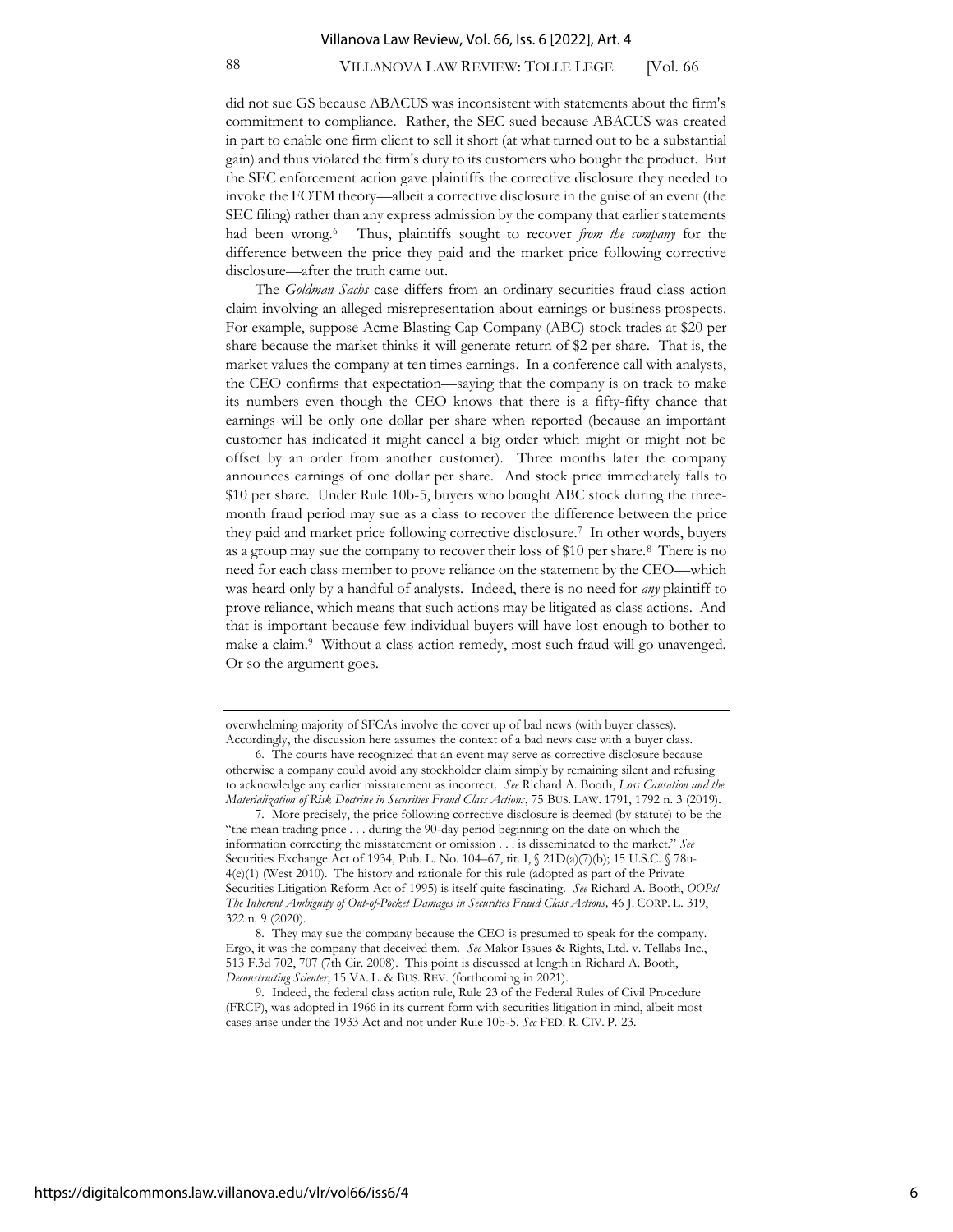did not sue GS because ABACUS was inconsistent with statements about the firm's commitment to compliance. Rather, the SEC sued because ABACUS was created in part to enable one firm client to sell it short (at what turned out to be a substantial gain) and thus violated the firm's duty to its customers who bought the product. But the SEC enforcement action gave plaintiffs the corrective disclosure they needed to invoke the FOTM theory—albeit a corrective disclosure in the guise of an event (the SEC filing) rather than any express admission by the company that earlier statements had been wrong.[6] Thus, plaintiffs sought to recover *from the company* for the difference between the price they paid and the market price following corrective disclosure—after the truth came out.

The *Goldman Sachs* case differs from an ordinary securities fraud class action claim involving an alleged misrepresentation about earnings or business prospects. For example, suppose Acme Blasting Cap Company (ABC) stock trades at $20 per share because the market thinks it will generate return of $2 per share. That is, the market values the company at ten times earnings. In a conference call with analysts, the CEO confirms that expectation—saying that the company is on track to make its numbers even though the CEO knows that there is a fifty-fifty chance that earnings will be only one dollar per share when reported (because an important customer has indicated it might cancel a big order which might or might not be offset by an order from another customer). Three months later the company announces earnings of one dollar per share. And stock price immediately falls to $10 per share. Under Rule 10b-5, buyers who bought ABC stock during the three-month fraud period may sue as a class to recover the difference between the price they paid and market price following corrective disclosure.[7] In other words, buyers as a group may sue the company to recover their loss of $10 per share.[8] There is no need for each class member to prove reliance on the statement by the CEO—which was heard only by a handful of analysts. Indeed, there is no need for *any* plaintiff to prove reliance, which means that such actions may be litigated as class actions. And that is important because few individual buyers will have lost enough to bother to make a claim.[9] Without a class action remedy, most such fraud will go unavenged. Or so the argument goes.

---

overwhelming majority of SFCAs involve the cover up of bad news (with buyer classes). Accordingly, the discussion here assumes the context of a bad news case with a buyer class.

6. The courts have recognized that an event may serve as corrective disclosure because otherwise a company could avoid any stockholder claim simply by remaining silent and refusing to acknowledge any earlier misstatement as incorrect. *See* Richard A. Booth, *Loss Causation and the Materialization of Risk Doctrine in Securities Fraud Class Actions*, 75 BUS. LAW. 1791, 1792 n. 3 (2019).

7. More precisely, the price following corrective disclosure is deemed (by statute) to be the "the mean trading price . . . during the 90-day period beginning on the date on which the information correcting the misstatement or omission . . . is disseminated to the market." *See* Securities Exchange Act of 1934, Pub. L. No. 104–67, tit. I, § 21D(a)(7)(b); 15 U.S.C. § 78u-4(e)(1) (West 2010). The history and rationale for this rule (adopted as part of the Private Securities Litigation Reform Act of 1995) is itself quite fascinating. *See* Richard A. Booth, *OOPs! The Inherent Ambiguity of Out-of-Pocket Damages in Securities Fraud Class Actions,* 46 J. CORP. L. 319, 322 n. 9 (2020).

8. They may sue the company because the CEO is presumed to speak for the company. Ergo, it was the company that deceived them. *See* Makor Issues & Rights, Ltd. v. Tellabs Inc., 513 F.3d 702, 707 (7th Cir. 2008). This point is discussed at length in Richard A. Booth, *Deconstructing Scienter*, 15 VA. L. & BUS. REV. (forthcoming in 2021).

9. Indeed, the federal class action rule, Rule 23 of the Federal Rules of Civil Procedure (FRCP), was adopted in 1966 in its current form with securities litigation in mind, albeit most cases arise under the 1933 Act and not under Rule 10b-5. *See* FED. R. CIV. P. 23.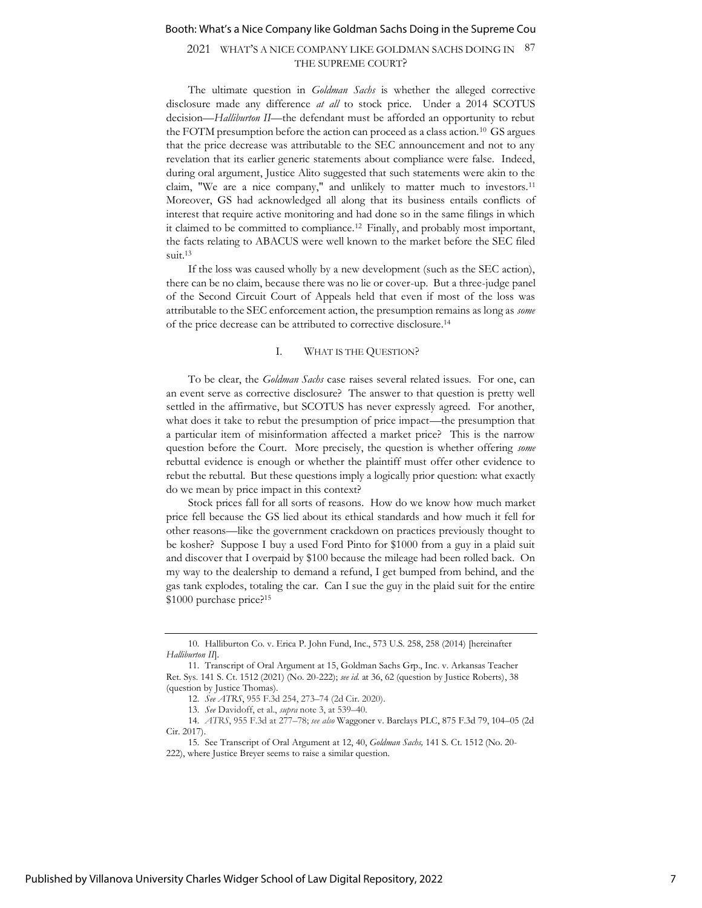The ultimate question in *Goldman Sachs* is whether the alleged corrective disclosure made any difference *at all* to stock price. Under a 2014 SCOTUS decision—*Halliburton II*—the defendant must be afforded an opportunity to rebut the FOTM presumption before the action can proceed as a class action.[10] GS argues that the price decrease was attributable to the SEC announcement and not to any revelation that its earlier generic statements about compliance were false. Indeed, during oral argument, Justice Alito suggested that such statements were akin to the claim, "We are a nice company," and unlikely to matter much to investors.[11] Moreover, GS had acknowledged all along that its business entails conflicts of interest that require active monitoring and had done so in the same filings in which it claimed to be committed to compliance.[12] Finally, and probably most important, the facts relating to ABACUS were well known to the market before the SEC filed suit.[13]

If the loss was caused wholly by a new development (such as the SEC action), there can be no claim, because there was no lie or cover-up. But a three-judge panel of the Second Circuit Court of Appeals held that even if most of the loss was attributable to the SEC enforcement action, the presumption remains as long as *some* of the price decrease can be attributed to corrective disclosure.[14]

## I. What is the Question?

To be clear, the *Goldman Sachs* case raises several related issues. For one, can an event serve as corrective disclosure? The answer to that question is pretty well settled in the affirmative, but SCOTUS has never expressly agreed. For another, what does it take to rebut the presumption of price impact—the presumption that a particular item of misinformation affected a market price? This is the narrow question before the Court. More precisely, the question is whether offering *some* rebuttal evidence is enough or whether the plaintiff must offer other evidence to rebut the rebuttal. But these questions imply a logically prior question: what exactly do we mean by price impact in this context?

Stock prices fall for all sorts of reasons. How do we know how much market price fell because the GS lied about its ethical standards and how much it fell for other reasons—like the government crackdown on practices previously thought to be kosher? Suppose I buy a used Ford Pinto for $1000 from a guy in a plaid suit and discover that I overpaid by $100 because the mileage had been rolled back. On my way to the dealership to demand a refund, I get bumped from behind, and the gas tank explodes, totaling the car. Can I sue the guy in the plaid suit for the entire $1000 purchase price?[15]

---

10. Halliburton Co. v. Erica P. John Fund, Inc., 573 U.S. 258, 258 (2014) [hereinafter *Halliburton II*].

11. Transcript of Oral Argument at 15, Goldman Sachs Grp., Inc. v. Arkansas Teacher Ret. Sys. 141 S. Ct. 1512 (2021) (No. 20-222); *see id.* at 36, 62 (question by Justice Roberts), 38 (question by Justice Thomas).

12. *See ATRS*, 955 F.3d 254, 273–74 (2d Cir. 2020).

13. *See* Davidoff, et al., *supra* note 3, at 539–40.

14. *ATRS*, 955 F.3d at 277–78; *see also* Waggoner v. Barclays PLC, 875 F.3d 79, 104–05 (2d Cir. 2017).

15. See Transcript of Oral Argument at 12, 40, *Goldman Sachs,* 141 S. Ct. 1512 (No. 20-222), where Justice Breyer seems to raise a similar question.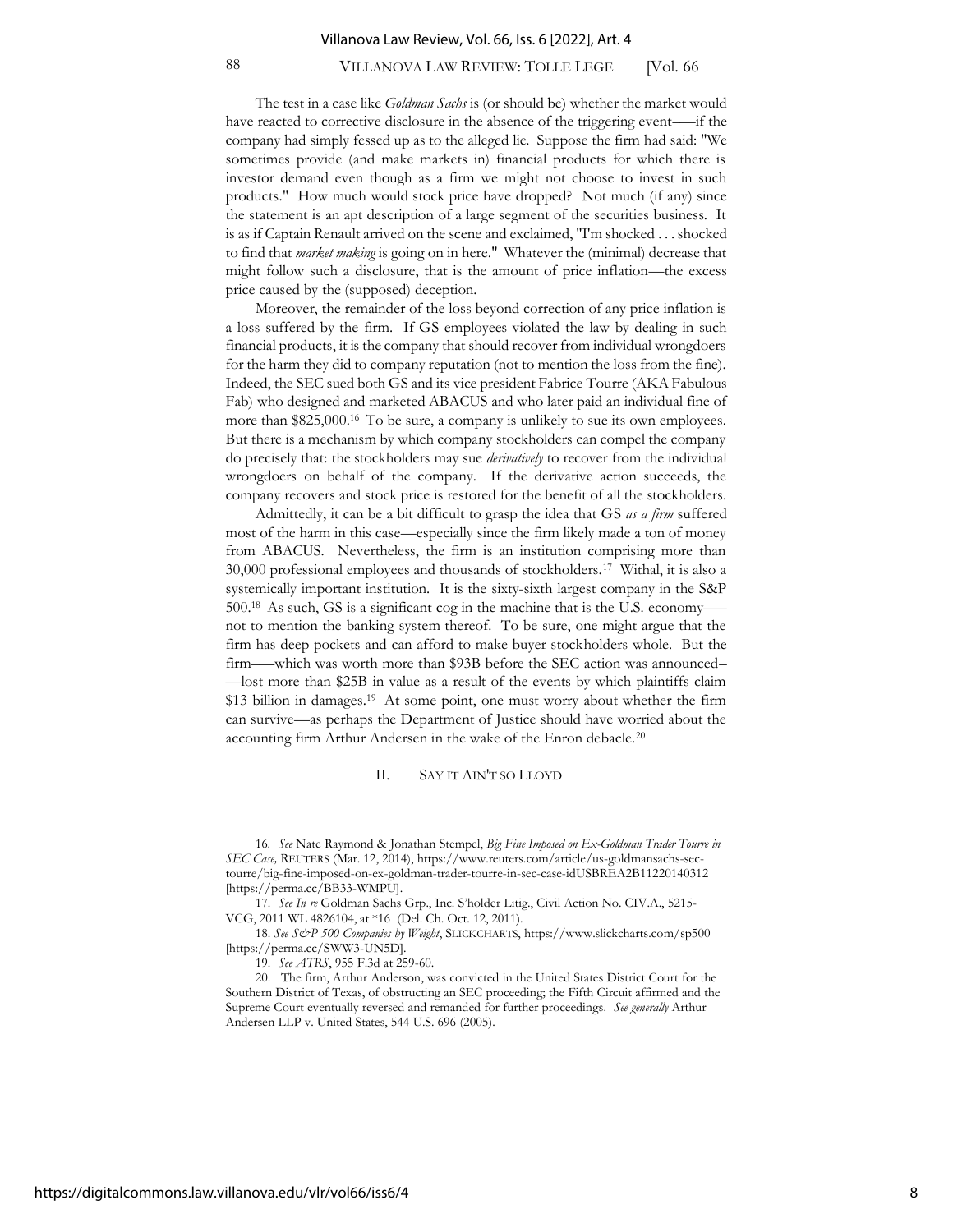The test in a case like *Goldman Sachs* is (or should be) whether the market would have reacted to corrective disclosure in the absence of the triggering event—–if the company had simply fessed up as to the alleged lie. Suppose the firm had said: "We sometimes provide (and make markets in) financial products for which there is investor demand even though as a firm we might not choose to invest in such products." How much would stock price have dropped? Not much (if any) since the statement is an apt description of a large segment of the securities business. It is as if Captain Renault arrived on the scene and exclaimed, "I'm shocked . . . shocked to find that *market making* is going on in here." Whatever the (minimal) decrease that might follow such a disclosure, that is the amount of price inflation—the excess price caused by the (supposed) deception.

Moreover, the remainder of the loss beyond correction of any price inflation is a loss suffered by the firm. If GS employees violated the law by dealing in such financial products, it is the company that should recover from individual wrongdoers for the harm they did to company reputation (not to mention the loss from the fine). Indeed, the SEC sued both GS and its vice president Fabrice Tourre (AKA Fabulous Fab) who designed and marketed ABACUS and who later paid an individual fine of more than $825,000.[16] To be sure, a company is unlikely to sue its own employees. But there is a mechanism by which company stockholders can compel the company do precisely that: the stockholders may sue *derivatively* to recover from the individual wrongdoers on behalf of the company. If the derivative action succeeds, the company recovers and stock price is restored for the benefit of all the stockholders.

Admittedly, it can be a bit difficult to grasp the idea that GS *as a firm* suffered most of the harm in this case—especially since the firm likely made a ton of money from ABACUS. Nevertheless, the firm is an institution comprising more than 30,000 professional employees and thousands of stockholders.[17] Withal, it is also a systemically important institution. It is the sixty-sixth largest company in the S&P 500.[18] As such, GS is a significant cog in the machine that is the U.S. economy—– not to mention the banking system thereof. To be sure, one might argue that the firm has deep pockets and can afford to make buyer stockholders whole. But the firm—–which was worth more than $93B before the SEC action was announced– —lost more than $25B in value as a result of the events by which plaintiffs claim $13 billion in damages.[19] At some point, one must worry about whether the firm can survive—as perhaps the Department of Justice should have worried about the accounting firm Arthur Andersen in the wake of the Enron debacle.[20]

## II. SAY IT AIN'T SO LLOYD

---

16. *See* Nate Raymond & Jonathan Stempel, *Big Fine Imposed on Ex-Goldman Trader Tourre in SEC Case,* REUTERS (Mar. 12, 2014), https://www.reuters.com/article/us-goldmansachs-sec-tourre/big-fine-imposed-on-ex-goldman-trader-tourre-in-sec-case-idUSBREA2B11220140312 [https://perma.cc/BB33-WMPU].

17. *See In re* Goldman Sachs Grp., Inc. S'holder Litig., Civil Action No. CIV.A., 5215-VCG, 2011 WL 4826104, at *16 (Del. Ch. Oct. 12, 2011).

18. *See S&P 500 Companies by Weight*, SLICKCHARTS, https://www.slickcharts.com/sp500 [https://perma.cc/SWW3-UN5D].

19. *See ATRS*, 955 F.3d at 259-60.

20. The firm, Arthur Anderson, was convicted in the United States District Court for the Southern District of Texas, of obstructing an SEC proceeding; the Fifth Circuit affirmed and the Supreme Court eventually reversed and remanded for further proceedings. *See generally* Arthur Andersen LLP v. United States, 544 U.S. 696 (2005).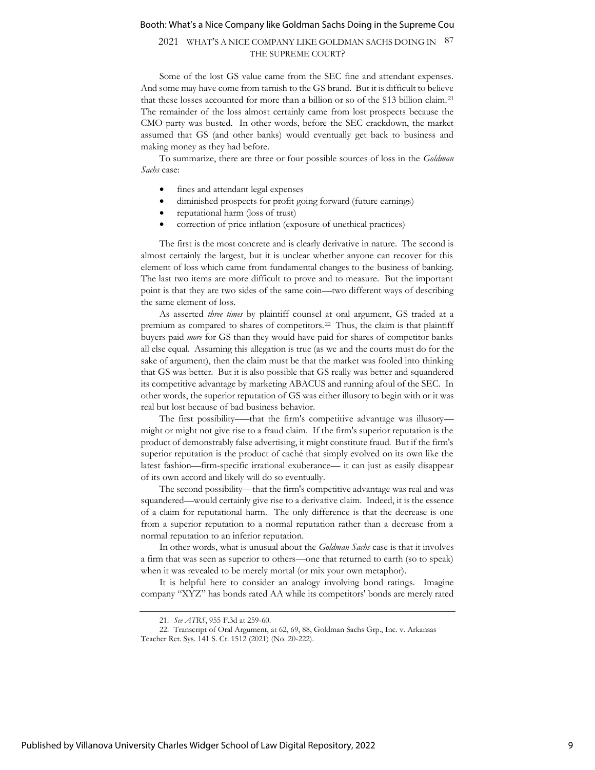Some of the lost GS value came from the SEC fine and attendant expenses. And some may have come from tarnish to the GS brand. But it is difficult to believe that these losses accounted for more than a billion or so of the $13 billion claim.[21] The remainder of the loss almost certainly came from lost prospects because the CMO party was busted. In other words, before the SEC crackdown, the market assumed that GS (and other banks) would eventually get back to business and making money as they had before.

To summarize, there are three or four possible sources of loss in the *Goldman Sachs* case:

- fines and attendant legal expenses
- diminished prospects for profit going forward (future earnings)
- reputational harm (loss of trust)
- correction of price inflation (exposure of unethical practices)

The first is the most concrete and is clearly derivative in nature. The second is almost certainly the largest, but it is unclear whether anyone can recover for this element of loss which came from fundamental changes to the business of banking. The last two items are more difficult to prove and to measure. But the important point is that they are two sides of the same coin—two different ways of describing the same element of loss.

As asserted *three times* by plaintiff counsel at oral argument, GS traded at a premium as compared to shares of competitors.[22] Thus, the claim is that plaintiff buyers paid *more* for GS than they would have paid for shares of competitor banks all else equal. Assuming this allegation is true (as we and the courts must do for the sake of argument), then the claim must be that the market was fooled into thinking that GS was better. But it is also possible that GS really was better and squandered its competitive advantage by marketing ABACUS and running afoul of the SEC. In other words, the superior reputation of GS was either illusory to begin with or it was real but lost because of bad business behavior.

The first possibility—that the firm's competitive advantage was illusory—might or might not give rise to a fraud claim. If the firm's superior reputation is the product of demonstrably false advertising, it might constitute fraud. But if the firm's superior reputation is the product of caché that simply evolved on its own like the latest fashion—firm-specific irrational exuberance— it can just as easily disappear of its own accord and likely will do so eventually.

The second possibility—that the firm's competitive advantage was real and was squandered—would certainly give rise to a derivative claim. Indeed, it is the essence of a claim for reputational harm. The only difference is that the decrease is one from a superior reputation to a normal reputation rather than a decrease from a normal reputation to an inferior reputation.

In other words, what is unusual about the *Goldman Sachs* case is that it involves a firm that was seen as superior to others—one that returned to earth (so to speak) when it was revealed to be merely mortal (or mix your own metaphor).

It is helpful here to consider an analogy involving bond ratings. Imagine company "XYZ" has bonds rated AA while its competitors' bonds are merely rated

---

21. *See ATRS*, 955 F.3d at 259-60.

22. Transcript of Oral Argument, at 62, 69, 88, Goldman Sachs Grp., Inc. v. Arkansas Teacher Ret. Sys. 141 S. Ct. 1512 (2021) (No. 20-222).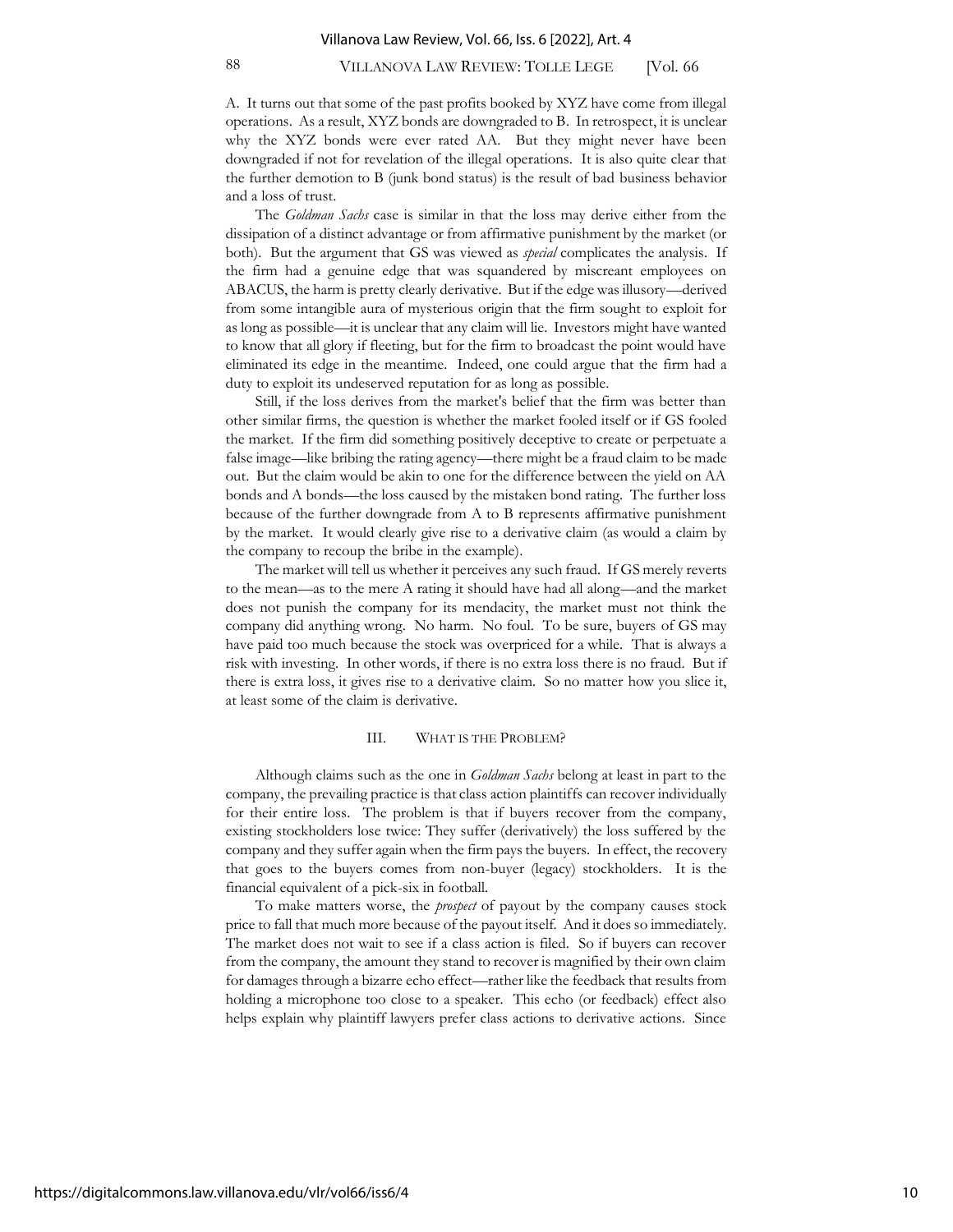A. It turns out that some of the past profits booked by XYZ have come from illegal operations. As a result, XYZ bonds are downgraded to B. In retrospect, it is unclear why the XYZ bonds were ever rated AA. But they might never have been downgraded if not for revelation of the illegal operations. It is also quite clear that the further demotion to B (junk bond status) is the result of bad business behavior and a loss of trust.

The *Goldman Sachs* case is similar in that the loss may derive either from the dissipation of a distinct advantage or from affirmative punishment by the market (or both). But the argument that GS was viewed as *special* complicates the analysis. If the firm had a genuine edge that was squandered by miscreant employees on ABACUS, the harm is pretty clearly derivative. But if the edge was illusory—derived from some intangible aura of mysterious origin that the firm sought to exploit for as long as possible—it is unclear that any claim will lie. Investors might have wanted to know that all glory if fleeting, but for the firm to broadcast the point would have eliminated its edge in the meantime. Indeed, one could argue that the firm had a duty to exploit its undeserved reputation for as long as possible.

Still, if the loss derives from the market's belief that the firm was better than other similar firms, the question is whether the market fooled itself or if GS fooled the market. If the firm did something positively deceptive to create or perpetuate a false image—like bribing the rating agency—there might be a fraud claim to be made out. But the claim would be akin to one for the difference between the yield on AA bonds and A bonds—the loss caused by the mistaken bond rating. The further loss because of the further downgrade from A to B represents affirmative punishment by the market. It would clearly give rise to a derivative claim (as would a claim by the company to recoup the bribe in the example).

The market will tell us whether it perceives any such fraud. If GS merely reverts to the mean—as to the mere A rating it should have had all along—and the market does not punish the company for its mendacity, the market must not think the company did anything wrong. No harm. No foul. To be sure, buyers of GS may have paid too much because the stock was overpriced for a while. That is always a risk with investing. In other words, if there is no extra loss there is no fraud. But if there is extra loss, it gives rise to a derivative claim. So no matter how you slice it, at least some of the claim is derivative.

## III. WHAT IS THE PROBLEM?

Although claims such as the one in *Goldman Sachs* belong at least in part to the company, the prevailing practice is that class action plaintiffs can recover individually for their entire loss. The problem is that if buyers recover from the company, existing stockholders lose twice: They suffer (derivatively) the loss suffered by the company and they suffer again when the firm pays the buyers. In effect, the recovery that goes to the buyers comes from non-buyer (legacy) stockholders. It is the financial equivalent of a pick-six in football.

To make matters worse, the *prospect* of payout by the company causes stock price to fall that much more because of the payout itself. And it does so immediately. The market does not wait to see if a class action is filed. So if buyers can recover from the company, the amount they stand to recover is magnified by their own claim for damages through a bizarre echo effect—rather like the feedback that results from holding a microphone too close to a speaker. This echo (or feedback) effect also helps explain why plaintiff lawyers prefer class actions to derivative actions. Since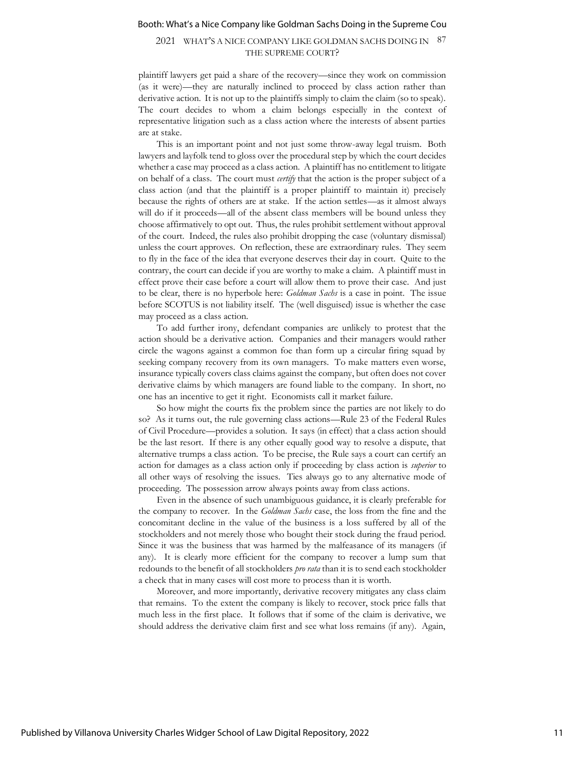plaintiff lawyers get paid a share of the recovery—since they work on commission (as it were)—they are naturally inclined to proceed by class action rather than derivative action. It is not up to the plaintiffs simply to claim the claim (so to speak). The court decides to whom a claim belongs especially in the context of representative litigation such as a class action where the interests of absent parties are at stake.

This is an important point and not just some throw-away legal truism. Both lawyers and layfolk tend to gloss over the procedural step by which the court decides whether a case may proceed as a class action. A plaintiff has no entitlement to litigate on behalf of a class. The court must *certify* that the action is the proper subject of a class action (and that the plaintiff is a proper plaintiff to maintain it) precisely because the rights of others are at stake. If the action settles—as it almost always will do if it proceeds—all of the absent class members will be bound unless they choose affirmatively to opt out. Thus, the rules prohibit settlement without approval of the court. Indeed, the rules also prohibit dropping the case (voluntary dismissal) unless the court approves. On reflection, these are extraordinary rules. They seem to fly in the face of the idea that everyone deserves their day in court. Quite to the contrary, the court can decide if you are worthy to make a claim. A plaintiff must in effect prove their case before a court will allow them to prove their case. And just to be clear, there is no hyperbole here: *Goldman Sachs* is a case in point. The issue before SCOTUS is not liability itself. The (well disguised) issue is whether the case may proceed as a class action.

To add further irony, defendant companies are unlikely to protest that the action should be a derivative action. Companies and their managers would rather circle the wagons against a common foe than form up a circular firing squad by seeking company recovery from its own managers. To make matters even worse, insurance typically covers class claims against the company, but often does not cover derivative claims by which managers are found liable to the company. In short, no one has an incentive to get it right. Economists call it market failure.

So how might the courts fix the problem since the parties are not likely to do so? As it turns out, the rule governing class actions—Rule 23 of the Federal Rules of Civil Procedure—provides a solution. It says (in effect) that a class action should be the last resort. If there is any other equally good way to resolve a dispute, that alternative trumps a class action. To be precise, the Rule says a court can certify an action for damages as a class action only if proceeding by class action is *superior* to all other ways of resolving the issues. Ties always go to any alternative mode of proceeding. The possession arrow always points away from class actions.

Even in the absence of such unambiguous guidance, it is clearly preferable for the company to recover. In the *Goldman Sachs* case, the loss from the fine and the concomitant decline in the value of the business is a loss suffered by all of the stockholders and not merely those who bought their stock during the fraud period. Since it was the business that was harmed by the malfeasance of its managers (if any). It is clearly more efficient for the company to recover a lump sum that redounds to the benefit of all stockholders *pro rata* than it is to send each stockholder a check that in many cases will cost more to process than it is worth.

Moreover, and more importantly, derivative recovery mitigates any class claim that remains. To the extent the company is likely to recover, stock price falls that much less in the first place. It follows that if some of the claim is derivative, we should address the derivative claim first and see what loss remains (if any). Again,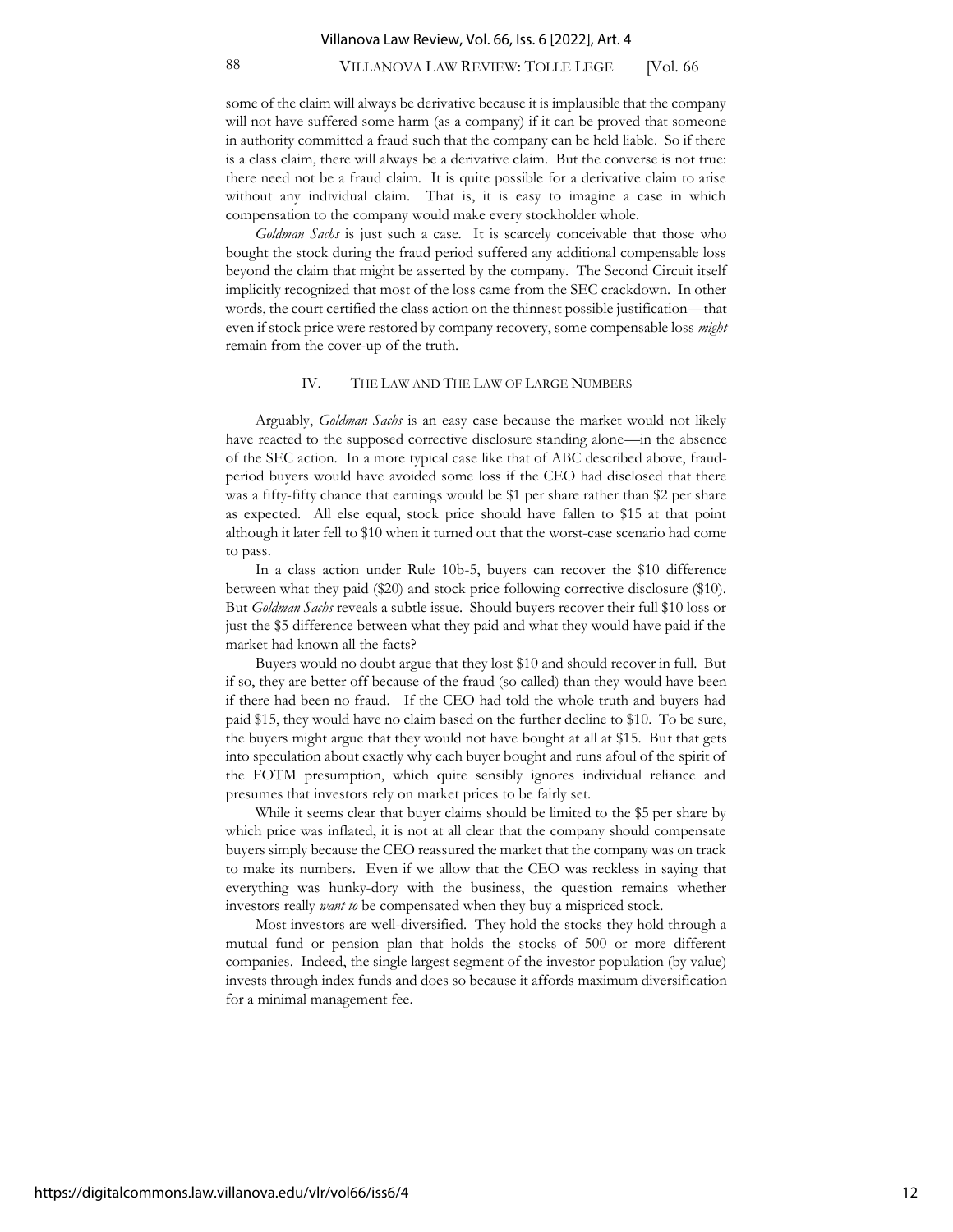some of the claim will always be derivative because it is implausible that the company will not have suffered some harm (as a company) if it can be proved that someone in authority committed a fraud such that the company can be held liable. So if there is a class claim, there will always be a derivative claim. But the converse is not true: there need not be a fraud claim. It is quite possible for a derivative claim to arise without any individual claim. That is, it is easy to imagine a case in which compensation to the company would make every stockholder whole.

*Goldman Sachs* is just such a case. It is scarcely conceivable that those who bought the stock during the fraud period suffered any additional compensable loss beyond the claim that might be asserted by the company. The Second Circuit itself implicitly recognized that most of the loss came from the SEC crackdown. In other words, the court certified the class action on the thinnest possible justification—that even if stock price were restored by company recovery, some compensable loss *might* remain from the cover-up of the truth.

## IV. THE LAW AND THE LAW OF LARGE NUMBERS

Arguably, *Goldman Sachs* is an easy case because the market would not likely have reacted to the supposed corrective disclosure standing alone—in the absence of the SEC action. In a more typical case like that of ABC described above, fraud-period buyers would have avoided some loss if the CEO had disclosed that there was a fifty-fifty chance that earnings would be $1 per share rather than $2 per share as expected. All else equal, stock price should have fallen to $15 at that point although it later fell to $10 when it turned out that the worst-case scenario had come to pass.

In a class action under Rule 10b-5, buyers can recover the $10 difference between what they paid ($20) and stock price following corrective disclosure ($10). But *Goldman Sachs* reveals a subtle issue. Should buyers recover their full $10 loss or just the $5 difference between what they paid and what they would have paid if the market had known all the facts?

Buyers would no doubt argue that they lost $10 and should recover in full. But if so, they are better off because of the fraud (so called) than they would have been if there had been no fraud. If the CEO had told the whole truth and buyers had paid $15, they would have no claim based on the further decline to $10. To be sure, the buyers might argue that they would not have bought at all at $15. But that gets into speculation about exactly why each buyer bought and runs afoul of the spirit of the FOTM presumption, which quite sensibly ignores individual reliance and presumes that investors rely on market prices to be fairly set.

While it seems clear that buyer claims should be limited to the $5 per share by which price was inflated, it is not at all clear that the company should compensate buyers simply because the CEO reassured the market that the company was on track to make its numbers. Even if we allow that the CEO was reckless in saying that everything was hunky-dory with the business, the question remains whether investors really *want to* be compensated when they buy a mispriced stock.

Most investors are well-diversified. They hold the stocks they hold through a mutual fund or pension plan that holds the stocks of 500 or more different companies. Indeed, the single largest segment of the investor population (by value) invests through index funds and does so because it affords maximum diversification for a minimal management fee.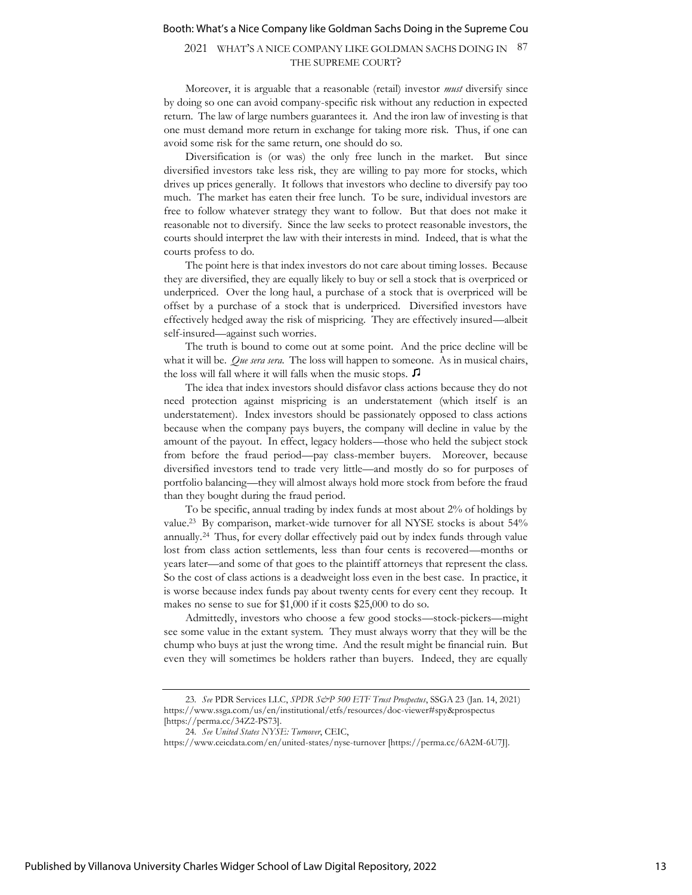Moreover, it is arguable that a reasonable (retail) investor *must* diversify since by doing so one can avoid company-specific risk without any reduction in expected return. The law of large numbers guarantees it. And the iron law of investing is that one must demand more return in exchange for taking more risk. Thus, if one can avoid some risk for the same return, one should do so.

Diversification is (or was) the only free lunch in the market. But since diversified investors take less risk, they are willing to pay more for stocks, which drives up prices generally. It follows that investors who decline to diversify pay too much. The market has eaten their free lunch. To be sure, individual investors are free to follow whatever strategy they want to follow. But that does not make it reasonable not to diversify. Since the law seeks to protect reasonable investors, the courts should interpret the law with their interests in mind. Indeed, that is what the courts profess to do.

The point here is that index investors do not care about timing losses. Because they are diversified, they are equally likely to buy or sell a stock that is overpriced or underpriced. Over the long haul, a purchase of a stock that is overpriced will be offset by a purchase of a stock that is underpriced. Diversified investors have effectively hedged away the risk of mispricing. They are effectively insured—albeit self-insured—against such worries.

The truth is bound to come out at some point. And the price decline will be what it will be. *Que sera sera*. The loss will happen to someone. As in musical chairs, the loss will fall where it will falls when the music stops. ♫

The idea that index investors should disfavor class actions because they do not need protection against mispricing is an understatement (which itself is an understatement). Index investors should be passionately opposed to class actions because when the company pays buyers, the company will decline in value by the amount of the payout. In effect, legacy holders—those who held the subject stock from before the fraud period—pay class-member buyers. Moreover, because diversified investors tend to trade very little—and mostly do so for purposes of portfolio balancing—they will almost always hold more stock from before the fraud than they bought during the fraud period.

To be specific, annual trading by index funds at most about 2% of holdings by value.[23] By comparison, market-wide turnover for all NYSE stocks is about 54% annually.[24] Thus, for every dollar effectively paid out by index funds through value lost from class action settlements, less than four cents is recovered—months or years later—and some of that goes to the plaintiff attorneys that represent the class. So the cost of class actions is a deadweight loss even in the best case. In practice, it is worse because index funds pay about twenty cents for every cent they recoup. It makes no sense to sue for $1,000 if it costs $25,000 to do so.

Admittedly, investors who choose a few good stocks—stock-pickers—might see some value in the extant system. They must always worry that they will be the chump who buys at just the wrong time. And the result might be financial ruin. But even they will sometimes be holders rather than buyers. Indeed, they are equally

---

23. *See* PDR Services LLC, *SPDR S&P 500 ETF Trust Prospectus*, SSGA 23 (Jan. 14, 2021) https://www.ssga.com/us/en/institutional/etfs/resources/doc-viewer#spy&prospectus [https://perma.cc/34Z2-PS73].

24. *See United States NYSE: Turnover*, CEIC, https://www.ceicdata.com/en/united-states/nyse-turnover [https://perma.cc/6A2M-6U7J].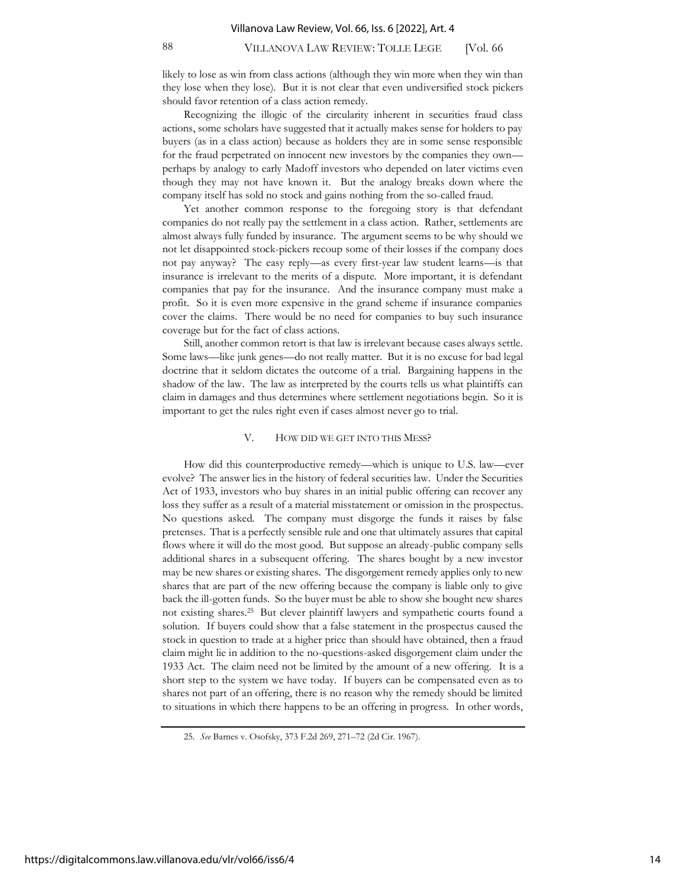likely to lose as win from class actions (although they win more when they win than they lose when they lose). But it is not clear that even undiversified stock pickers should favor retention of a class action remedy.

Recognizing the illogic of the circularity inherent in securities fraud class actions, some scholars have suggested that it actually makes sense for holders to pay buyers (as in a class action) because as holders they are in some sense responsible for the fraud perpetrated on innocent new investors by the companies they own—perhaps by analogy to early Madoff investors who depended on later victims even though they may not have known it. But the analogy breaks down where the company itself has sold no stock and gains nothing from the so-called fraud.

Yet another common response to the foregoing story is that defendant companies do not really pay the settlement in a class action. Rather, settlements are almost always fully funded by insurance. The argument seems to be why should we not let disappointed stock-pickers recoup some of their losses if the company does not pay anyway? The easy reply—as every first-year law student learns—is that insurance is irrelevant to the merits of a dispute. More important, it is defendant companies that pay for the insurance. And the insurance company must make a profit. So it is even more expensive in the grand scheme if insurance companies cover the claims. There would be no need for companies to buy such insurance coverage but for the fact of class actions.

Still, another common retort is that law is irrelevant because cases always settle. Some laws—like junk genes—do not really matter. But it is no excuse for bad legal doctrine that it seldom dictates the outcome of a trial. Bargaining happens in the shadow of the law. The law as interpreted by the courts tells us what plaintiffs can claim in damages and thus determines where settlement negotiations begin. So it is important to get the rules right even if cases almost never go to trial.

## V. HOW DID WE GET INTO THIS MESS?

How did this counterproductive remedy—which is unique to U.S. law—ever evolve? The answer lies in the history of federal securities law. Under the Securities Act of 1933, investors who buy shares in an initial public offering can recover any loss they suffer as a result of a material misstatement or omission in the prospectus. No questions asked. The company must disgorge the funds it raises by false pretenses. That is a perfectly sensible rule and one that ultimately assures that capital flows where it will do the most good. But suppose an already-public company sells additional shares in a subsequent offering. The shares bought by a new investor may be new shares or existing shares. The disgorgement remedy applies only to new shares that are part of the new offering because the company is liable only to give back the ill-gotten funds. So the buyer must be able to show she bought new shares not existing shares.[25] But clever plaintiff lawyers and sympathetic courts found a solution. If buyers could show that a false statement in the prospectus caused the stock in question to trade at a higher price than should have obtained, then a fraud claim might lie in addition to the no-questions-asked disgorgement claim under the 1933 Act. The claim need not be limited by the amount of a new offering. It is a short step to the system we have today. If buyers can be compensated even as to shares not part of an offering, there is no reason why the remedy should be limited to situations in which there happens to be an offering in progress. In other words,

---

25. *See* Barnes v. Osofsky, 373 F.2d 269, 271–72 (2d Cir. 1967).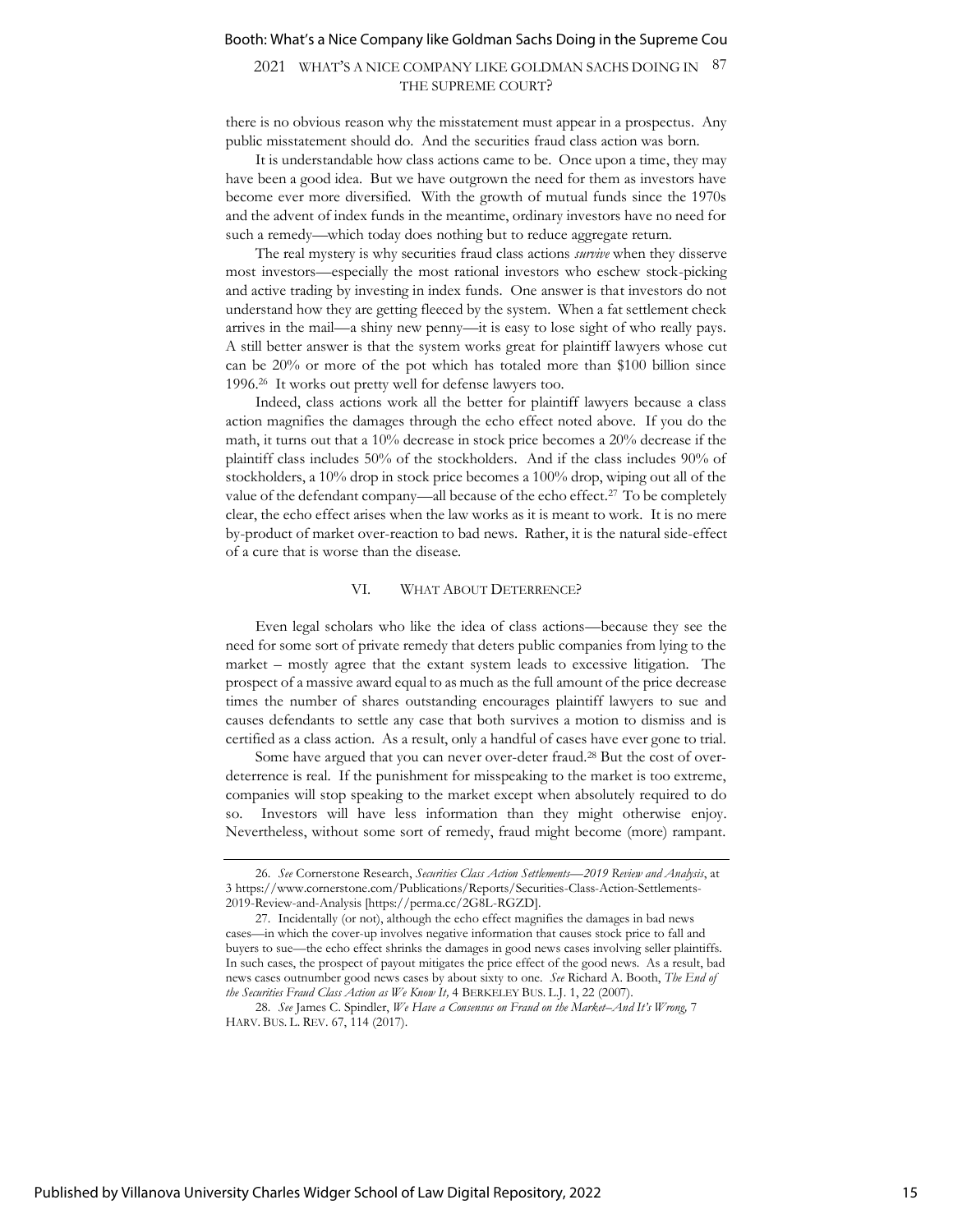there is no obvious reason why the misstatement must appear in a prospectus. Any public misstatement should do. And the securities fraud class action was born.

It is understandable how class actions came to be. Once upon a time, they may have been a good idea. But we have outgrown the need for them as investors have become ever more diversified. With the growth of mutual funds since the 1970s and the advent of index funds in the meantime, ordinary investors have no need for such a remedy—which today does nothing but to reduce aggregate return.

The real mystery is why securities fraud class actions *survive* when they disserve most investors—especially the most rational investors who eschew stock-picking and active trading by investing in index funds. One answer is that investors do not understand how they are getting fleeced by the system. When a fat settlement check arrives in the mail—a shiny new penny—it is easy to lose sight of who really pays. A still better answer is that the system works great for plaintiff lawyers whose cut can be 20% or more of the pot which has totaled more than $100 billion since 1996.[26] It works out pretty well for defense lawyers too.

Indeed, class actions work all the better for plaintiff lawyers because a class action magnifies the damages through the echo effect noted above. If you do the math, it turns out that a 10% decrease in stock price becomes a 20% decrease if the plaintiff class includes 50% of the stockholders. And if the class includes 90% of stockholders, a 10% drop in stock price becomes a 100% drop, wiping out all of the value of the defendant company—all because of the echo effect.[27] To be completely clear, the echo effect arises when the law works as it is meant to work. It is no mere by-product of market over-reaction to bad news. Rather, it is the natural side-effect of a cure that is worse than the disease.

## VI. WHAT ABOUT DETERRENCE?

Even legal scholars who like the idea of class actions—because they see the need for some sort of private remedy that deters public companies from lying to the market – mostly agree that the extant system leads to excessive litigation. The prospect of a massive award equal to as much as the full amount of the price decrease times the number of shares outstanding encourages plaintiff lawyers to sue and causes defendants to settle any case that both survives a motion to dismiss and is certified as a class action. As a result, only a handful of cases have ever gone to trial.

Some have argued that you can never over-deter fraud.[28] But the cost of over-deterrence is real. If the punishment for misspeaking to the market is too extreme, companies will stop speaking to the market except when absolutely required to do so. Investors will have less information than they might otherwise enjoy. Nevertheless, without some sort of remedy, fraud might become (more) rampant.

---

26. *See* Cornerstone Research, *Securities Class Action Settlements—2019 Review and Analysis*, at 3 https://www.cornerstone.com/Publications/Reports/Securities-Class-Action-Settlements-2019-Review-and-Analysis [https://perma.cc/2G8L-RGZD].

27. Incidentally (or not), although the echo effect magnifies the damages in bad news cases—in which the cover-up involves negative information that causes stock price to fall and buyers to sue—the echo effect shrinks the damages in good news cases involving seller plaintiffs. In such cases, the prospect of payout mitigates the price effect of the good news. As a result, bad news cases outnumber good news cases by about sixty to one. *See* Richard A. Booth, *The End of the Securities Fraud Class Action as We Know It,* 4 BERKELEY BUS. L.J. 1, 22 (2007).

28. *See* James C. Spindler, *We Have a Consensus on Fraud on the Market–And It's Wrong,* 7 HARV. BUS. L. REV. 67, 114 (2017).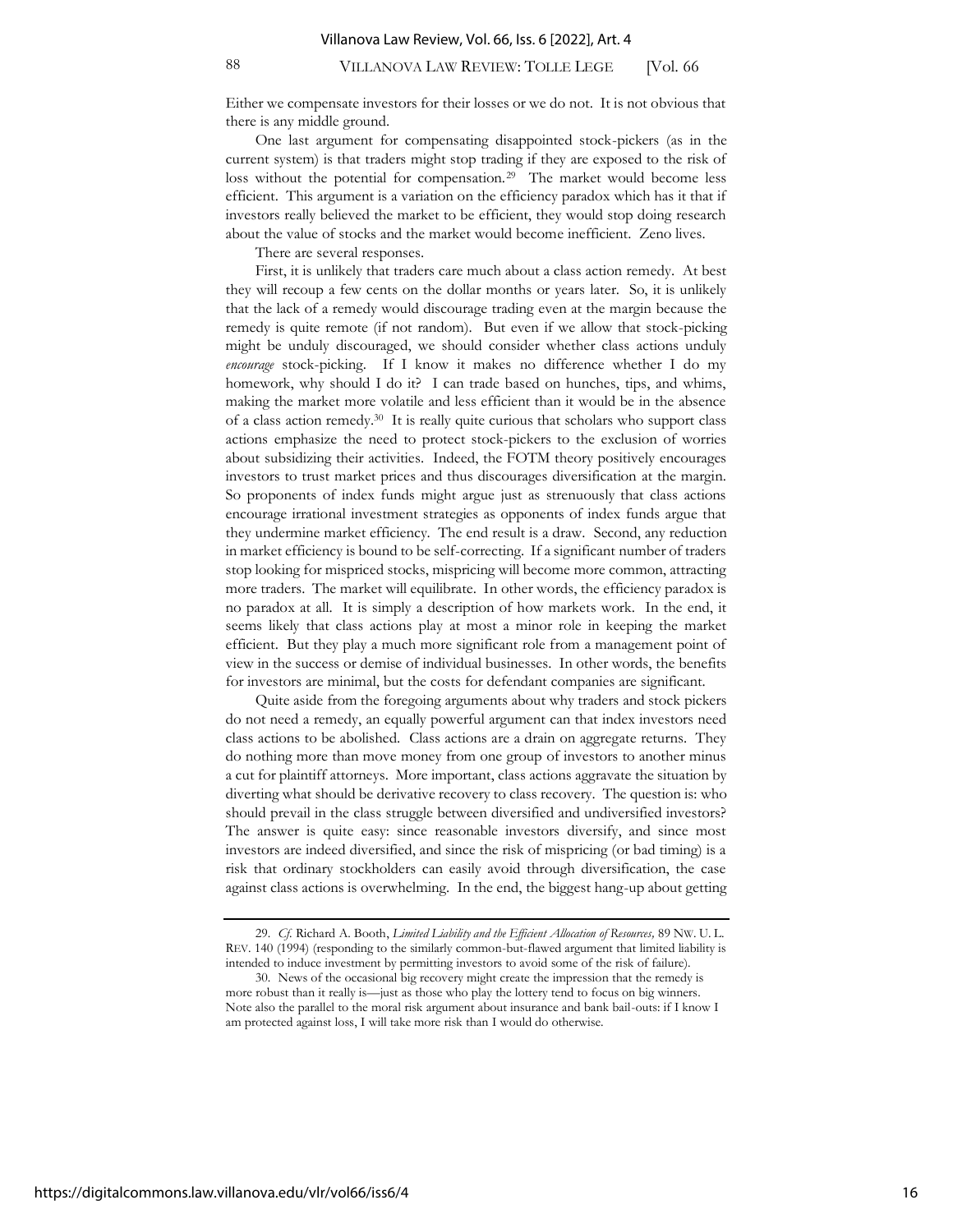Either we compensate investors for their losses or we do not. It is not obvious that there is any middle ground.

One last argument for compensating disappointed stock-pickers (as in the current system) is that traders might stop trading if they are exposed to the risk of loss without the potential for compensation.[29] The market would become less efficient. This argument is a variation on the efficiency paradox which has it that if investors really believed the market to be efficient, they would stop doing research about the value of stocks and the market would become inefficient. Zeno lives.

There are several responses.

First, it is unlikely that traders care much about a class action remedy. At best they will recoup a few cents on the dollar months or years later. So, it is unlikely that the lack of a remedy would discourage trading even at the margin because the remedy is quite remote (if not random). But even if we allow that stock-picking might be unduly discouraged, we should consider whether class actions unduly *encourage* stock-picking. If I know it makes no difference whether I do my homework, why should I do it? I can trade based on hunches, tips, and whims, making the market more volatile and less efficient than it would be in the absence of a class action remedy.[30] It is really quite curious that scholars who support class actions emphasize the need to protect stock-pickers to the exclusion of worries about subsidizing their activities. Indeed, the FOTM theory positively encourages investors to trust market prices and thus discourages diversification at the margin. So proponents of index funds might argue just as strenuously that class actions encourage irrational investment strategies as opponents of index funds argue that they undermine market efficiency. The end result is a draw. Second, any reduction in market efficiency is bound to be self-correcting. If a significant number of traders stop looking for mispriced stocks, mispricing will become more common, attracting more traders. The market will equilibrate. In other words, the efficiency paradox is no paradox at all. It is simply a description of how markets work. In the end, it seems likely that class actions play at most a minor role in keeping the market efficient. But they play a much more significant role from a management point of view in the success or demise of individual businesses. In other words, the benefits for investors are minimal, but the costs for defendant companies are significant.

Quite aside from the foregoing arguments about why traders and stock pickers do not need a remedy, an equally powerful argument can that index investors need class actions to be abolished. Class actions are a drain on aggregate returns. They do nothing more than move money from one group of investors to another minus a cut for plaintiff attorneys. More important, class actions aggravate the situation by diverting what should be derivative recovery to class recovery. The question is: who should prevail in the class struggle between diversified and undiversified investors? The answer is quite easy: since reasonable investors diversify, and since most investors are indeed diversified, and since the risk of mispricing (or bad timing) is a risk that ordinary stockholders can easily avoid through diversification, the case against class actions is overwhelming. In the end, the biggest hang-up about getting

---

29. *Cf.* Richard A. Booth, *Limited Liability and the Efficient Allocation of Resources,* 89 NW. U. L. REV. 140 (1994) (responding to the similarly common-but-flawed argument that limited liability is intended to induce investment by permitting investors to avoid some of the risk of failure).

30. News of the occasional big recovery might create the impression that the remedy is more robust than it really is—just as those who play the lottery tend to focus on big winners. Note also the parallel to the moral risk argument about insurance and bank bail-outs: if I know I am protected against loss, I will take more risk than I would do otherwise.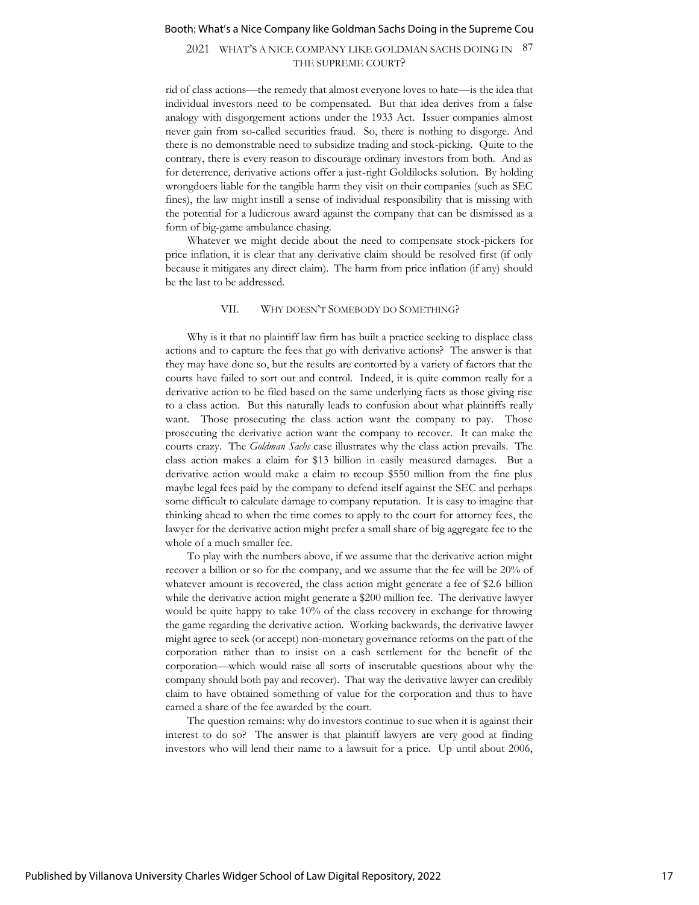rid of class actions—the remedy that almost everyone loves to hate—is the idea that individual investors need to be compensated. But that idea derives from a false analogy with disgorgement actions under the 1933 Act. Issuer companies almost never gain from so-called securities fraud. So, there is nothing to disgorge. And there is no demonstrable need to subsidize trading and stock-picking. Quite to the contrary, there is every reason to discourage ordinary investors from both. And as for deterrence, derivative actions offer a just-right Goldilocks solution. By holding wrongdoers liable for the tangible harm they visit on their companies (such as SEC fines), the law might instill a sense of individual responsibility that is missing with the potential for a ludicrous award against the company that can be dismissed as a form of big-game ambulance chasing.

Whatever we might decide about the need to compensate stock-pickers for price inflation, it is clear that any derivative claim should be resolved first (if only because it mitigates any direct claim). The harm from price inflation (if any) should be the last to be addressed.

## VII. Why Doesn't Somebody do Something?

Why is it that no plaintiff law firm has built a practice seeking to displace class actions and to capture the fees that go with derivative actions? The answer is that they may have done so, but the results are contorted by a variety of factors that the courts have failed to sort out and control. Indeed, it is quite common really for a derivative action to be filed based on the same underlying facts as those giving rise to a class action. But this naturally leads to confusion about what plaintiffs really want. Those prosecuting the class action want the company to pay. Those prosecuting the derivative action want the company to recover. It can make the courts crazy. The *Goldman Sachs* case illustrates why the class action prevails. The class action makes a claim for $13 billion in easily measured damages. But a derivative action would make a claim to recoup $550 million from the fine plus maybe legal fees paid by the company to defend itself against the SEC and perhaps some difficult to calculate damage to company reputation. It is easy to imagine that thinking ahead to when the time comes to apply to the court for attorney fees, the lawyer for the derivative action might prefer a small share of big aggregate fee to the whole of a much smaller fee.

To play with the numbers above, if we assume that the derivative action might recover a billion or so for the company, and we assume that the fee will be 20% of whatever amount is recovered, the class action might generate a fee of $2.6 billion while the derivative action might generate a $200 million fee. The derivative lawyer would be quite happy to take 10% of the class recovery in exchange for throwing the game regarding the derivative action. Working backwards, the derivative lawyer might agree to seek (or accept) non-monetary governance reforms on the part of the corporation rather than to insist on a cash settlement for the benefit of the corporation—which would raise all sorts of inscrutable questions about why the company should both pay and recover). That way the derivative lawyer can credibly claim to have obtained something of value for the corporation and thus to have earned a share of the fee awarded by the court.

The question remains: why do investors continue to sue when it is against their interest to do so? The answer is that plaintiff lawyers are very good at finding investors who will lend their name to a lawsuit for a price. Up until about 2006,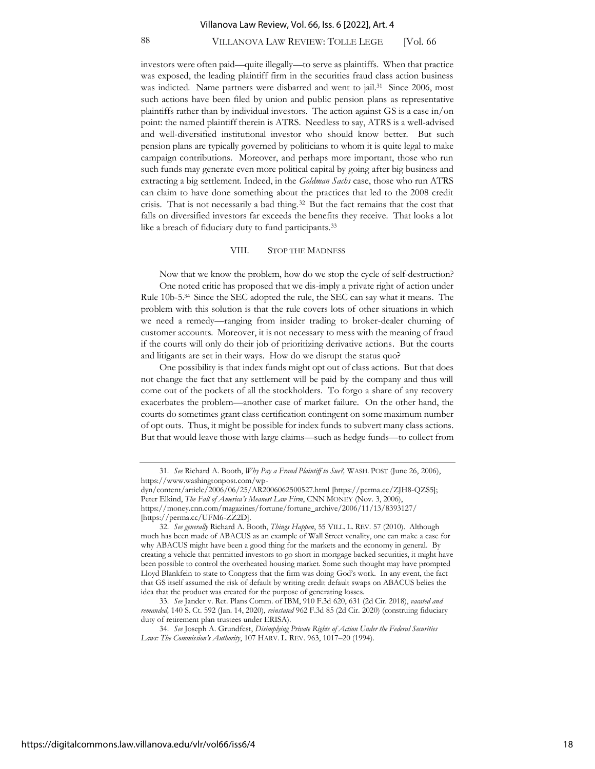investors were often paid—quite illegally—to serve as plaintiffs. When that practice was exposed, the leading plaintiff firm in the securities fraud class action business was indicted. Name partners were disbarred and went to jail.[31] Since 2006, most such actions have been filed by union and public pension plans as representative plaintiffs rather than by individual investors. The action against GS is a case in/on point: the named plaintiff therein is ATRS. Needless to say, ATRS is a well-advised and well-diversified institutional investor who should know better. But such pension plans are typically governed by politicians to whom it is quite legal to make campaign contributions. Moreover, and perhaps more important, those who run such funds may generate even more political capital by going after big business and extracting a big settlement. Indeed, in the *Goldman Sachs* case, those who run ATRS can claim to have done something about the practices that led to the 2008 credit crisis. That is not necessarily a bad thing.[32] But the fact remains that the cost that falls on diversified investors far exceeds the benefits they receive. That looks a lot like a breach of fiduciary duty to fund participants.[33]

## VIII. STOP THE MADNESS

Now that we know the problem, how do we stop the cycle of self-destruction?

One noted critic has proposed that we dis-imply a private right of action under Rule 10b-5.[34] Since the SEC adopted the rule, the SEC can say what it means. The problem with this solution is that the rule covers lots of other situations in which we need a remedy—ranging from insider trading to broker-dealer churning of customer accounts. Moreover, it is not necessary to mess with the meaning of fraud if the courts will only do their job of prioritizing derivative actions. But the courts and litigants are set in their ways. How do we disrupt the status quo?

One possibility is that index funds might opt out of class actions. But that does not change the fact that any settlement will be paid by the company and thus will come out of the pockets of all the stockholders. To forgo a share of any recovery exacerbates the problem—another case of market failure. On the other hand, the courts do sometimes grant class certification contingent on some maximum number of opt outs. Thus, it might be possible for index funds to subvert many class actions. But that would leave those with large claims—such as hedge funds—to collect from

---

31. *See* Richard A. Booth, *Why Pay a Fraud Plaintiff to Sue?,* WASH. POST (June 26, 2006), https://www.washingtonpost.com/wp-dyn/content/article/2006/06/25/AR2006062500527.html [https://perma.cc/ZJH8-QZS5]; Peter Elkind, *The Fall of America's Meanest Law Firm*, CNN MONEY (Nov. 3, 2006), https://money.cnn.com/magazines/fortune/fortune_archive/2006/11/13/8393127/ [https://perma.cc/UFM6-ZZ2D].

32. *See generally* Richard A. Booth, *Things Happen*, 55 VILL. L. REV. 57 (2010). Although much has been made of ABACUS as an example of Wall Street venality, one can make a case for why ABACUS might have been a good thing for the markets and the economy in general. By creating a vehicle that permitted investors to go short in mortgage backed securities, it might have been possible to control the overheated housing market. Some such thought may have prompted Lloyd Blankfein to state to Congress that the firm was doing God's work. In any event, the fact that GS itself assumed the risk of default by writing credit default swaps on ABACUS belies the idea that the product was created for the purpose of generating losses.

33. *See* Jander v. Ret. Plans Comm. of IBM, 910 F.3d 620, 631 (2d Cir. 2018), *vacated and remanded,* 140 S. Ct. 592 (Jan. 14, 2020), *reinstated* 962 F.3d 85 (2d Cir. 2020) (construing fiduciary duty of retirement plan trustees under ERISA).

34. *See* Joseph A. Grundfest, *Disimplying Private Rights of Action Under the Federal Securities Laws: The Commission's Authority*, 107 HARV. L. REV. 963, 1017–20 (1994).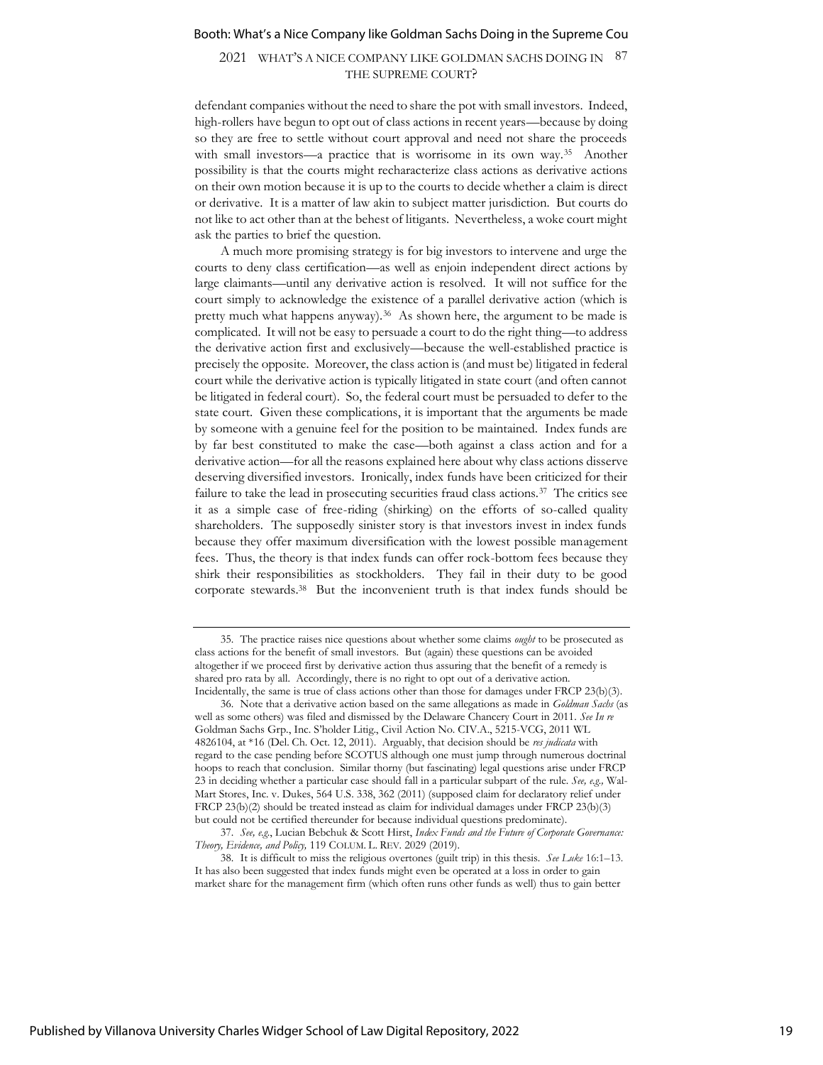defendant companies without the need to share the pot with small investors. Indeed, high-rollers have begun to opt out of class actions in recent years—because by doing so they are free to settle without court approval and need not share the proceeds with small investors—a practice that is worrisome in its own way.[35] Another possibility is that the courts might recharacterize class actions as derivative actions on their own motion because it is up to the courts to decide whether a claim is direct or derivative. It is a matter of law akin to subject matter jurisdiction. But courts do not like to act other than at the behest of litigants. Nevertheless, a woke court might ask the parties to brief the question.

A much more promising strategy is for big investors to intervene and urge the courts to deny class certification—as well as enjoin independent direct actions by large claimants—until any derivative action is resolved. It will not suffice for the court simply to acknowledge the existence of a parallel derivative action (which is pretty much what happens anyway).[36] As shown here, the argument to be made is complicated. It will not be easy to persuade a court to do the right thing—to address the derivative action first and exclusively—because the well-established practice is precisely the opposite. Moreover, the class action is (and must be) litigated in federal court while the derivative action is typically litigated in state court (and often cannot be litigated in federal court). So, the federal court must be persuaded to defer to the state court. Given these complications, it is important that the arguments be made by someone with a genuine feel for the position to be maintained. Index funds are by far best constituted to make the case—both against a class action and for a derivative action—for all the reasons explained here about why class actions disserve deserving diversified investors. Ironically, index funds have been criticized for their failure to take the lead in prosecuting securities fraud class actions.[37] The critics see it as a simple case of free-riding (shirking) on the efforts of so-called quality shareholders. The supposedly sinister story is that investors invest in index funds because they offer maximum diversification with the lowest possible management fees. Thus, the theory is that index funds can offer rock-bottom fees because they shirk their responsibilities as stockholders. They fail in their duty to be good corporate stewards.[38] But the inconvenient truth is that index funds should be

---

35. The practice raises nice questions about whether some claims *ought* to be prosecuted as class actions for the benefit of small investors. But (again) these questions can be avoided altogether if we proceed first by derivative action thus assuring that the benefit of a remedy is shared pro rata by all. Accordingly, there is no right to opt out of a derivative action. Incidentally, the same is true of class actions other than those for damages under FRCP 23(b)(3).

36. Note that a derivative action based on the same allegations as made in *Goldman Sachs* (as well as some others) was filed and dismissed by the Delaware Chancery Court in 2011. *See In re* Goldman Sachs Grp., Inc. S'holder Litig., Civil Action No. CIV.A., 5215-VCG, 2011 WL 4826104, at *16 (Del. Ch. Oct. 12, 2011). Arguably, that decision should be *res judicata* with regard to the case pending before SCOTUS although one must jump through numerous doctrinal hoops to reach that conclusion. Similar thorny (but fascinating) legal questions arise under FRCP 23 in deciding whether a particular case should fall in a particular subpart of the rule. *See, e.g.,* Wal-Mart Stores, Inc. v. Dukes, 564 U.S. 338, 362 (2011) (supposed claim for declaratory relief under FRCP 23(b)(2) should be treated instead as claim for individual damages under FRCP 23(b)(3) but could not be certified thereunder for because individual questions predominate).

37. *See, e.g.*, Lucian Bebchuk & Scott Hirst, *Index Funds and the Future of Corporate Governance: Theory, Evidence, and Policy,* 119 COLUM. L. REV. 2029 (2019).

38. It is difficult to miss the religious overtones (guilt trip) in this thesis. *See Luke* 16:1–13. It has also been suggested that index funds might even be operated at a loss in order to gain market share for the management firm (which often runs other funds as well) thus to gain better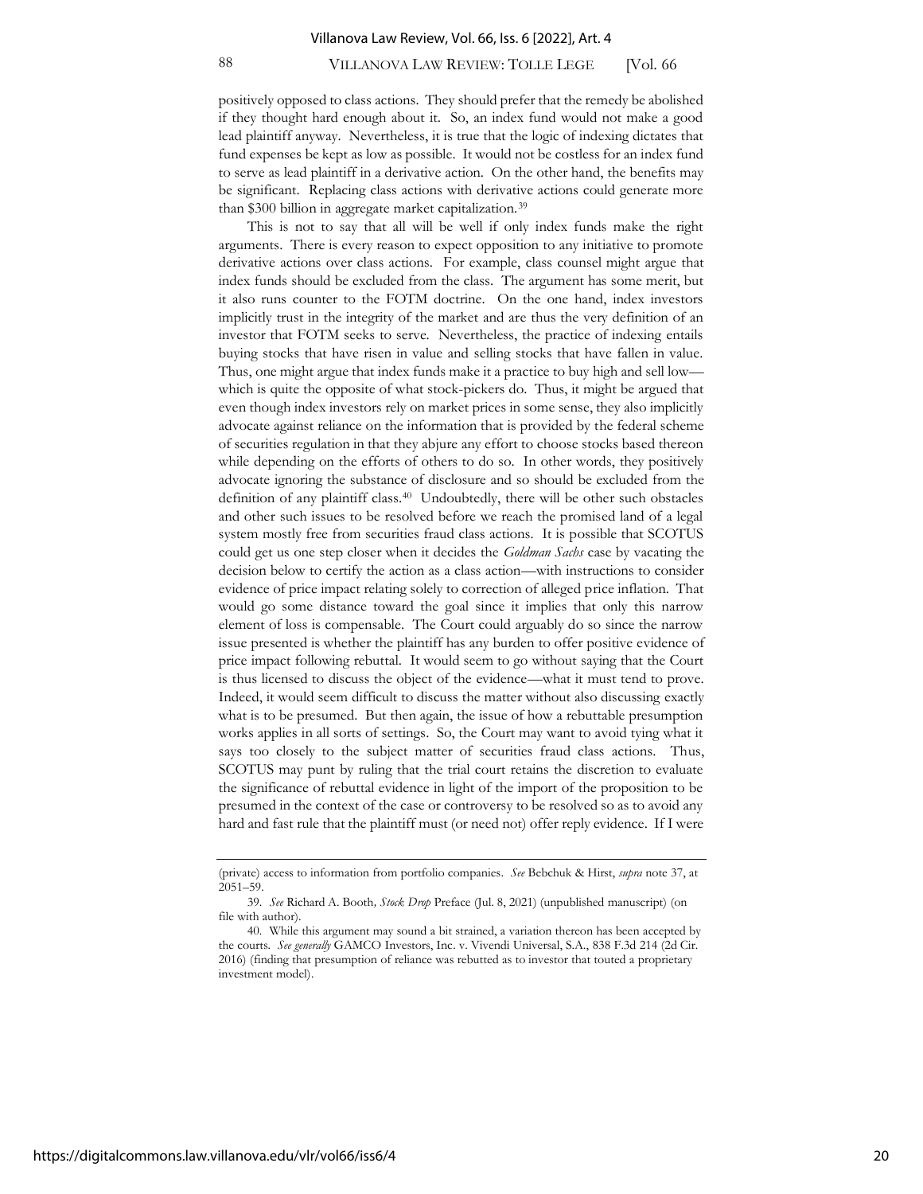positively opposed to class actions. They should prefer that the remedy be abolished if they thought hard enough about it. So, an index fund would not make a good lead plaintiff anyway. Nevertheless, it is true that the logic of indexing dictates that fund expenses be kept as low as possible. It would not be costless for an index fund to serve as lead plaintiff in a derivative action. On the other hand, the benefits may be significant. Replacing class actions with derivative actions could generate more than $300 billion in aggregate market capitalization.[39]

This is not to say that all will be well if only index funds make the right arguments. There is every reason to expect opposition to any initiative to promote derivative actions over class actions. For example, class counsel might argue that index funds should be excluded from the class. The argument has some merit, but it also runs counter to the FOTM doctrine. On the one hand, index investors implicitly trust in the integrity of the market and are thus the very definition of an investor that FOTM seeks to serve. Nevertheless, the practice of indexing entails buying stocks that have risen in value and selling stocks that have fallen in value. Thus, one might argue that index funds make it a practice to buy high and sell low—which is quite the opposite of what stock-pickers do. Thus, it might be argued that even though index investors rely on market prices in some sense, they also implicitly advocate against reliance on the information that is provided by the federal scheme of securities regulation in that they abjure any effort to choose stocks based thereon while depending on the efforts of others to do so. In other words, they positively advocate ignoring the substance of disclosure and so should be excluded from the definition of any plaintiff class.[40] Undoubtedly, there will be other such obstacles and other such issues to be resolved before we reach the promised land of a legal system mostly free from securities fraud class actions. It is possible that SCOTUS could get us one step closer when it decides the *Goldman Sachs* case by vacating the decision below to certify the action as a class action—with instructions to consider evidence of price impact relating solely to correction of alleged price inflation. That would go some distance toward the goal since it implies that only this narrow element of loss is compensable. The Court could arguably do so since the narrow issue presented is whether the plaintiff has any burden to offer positive evidence of price impact following rebuttal. It would seem to go without saying that the Court is thus licensed to discuss the object of the evidence—what it must tend to prove. Indeed, it would seem difficult to discuss the matter without also discussing exactly what is to be presumed. But then again, the issue of how a rebuttable presumption works applies in all sorts of settings. So, the Court may want to avoid tying what it says too closely to the subject matter of securities fraud class actions. Thus, SCOTUS may punt by ruling that the trial court retains the discretion to evaluate the significance of rebuttal evidence in light of the import of the proposition to be presumed in the context of the case or controversy to be resolved so as to avoid any hard and fast rule that the plaintiff must (or need not) offer reply evidence. If I were

---

(private) access to information from portfolio companies. *See* Bebchuk & Hirst, *supra* note 37, at 2051–59.

39. *See* Richard A. Booth, *Stock Drop* Preface (Jul. 8, 2021) (unpublished manuscript) (on file with author).

40. While this argument may sound a bit strained, a variation thereon has been accepted by the courts. *See generally* GAMCO Investors, Inc. v. Vivendi Universal, S.A., 838 F.3d 214 (2d Cir. 2016) (finding that presumption of reliance was rebutted as to investor that touted a proprietary investment model).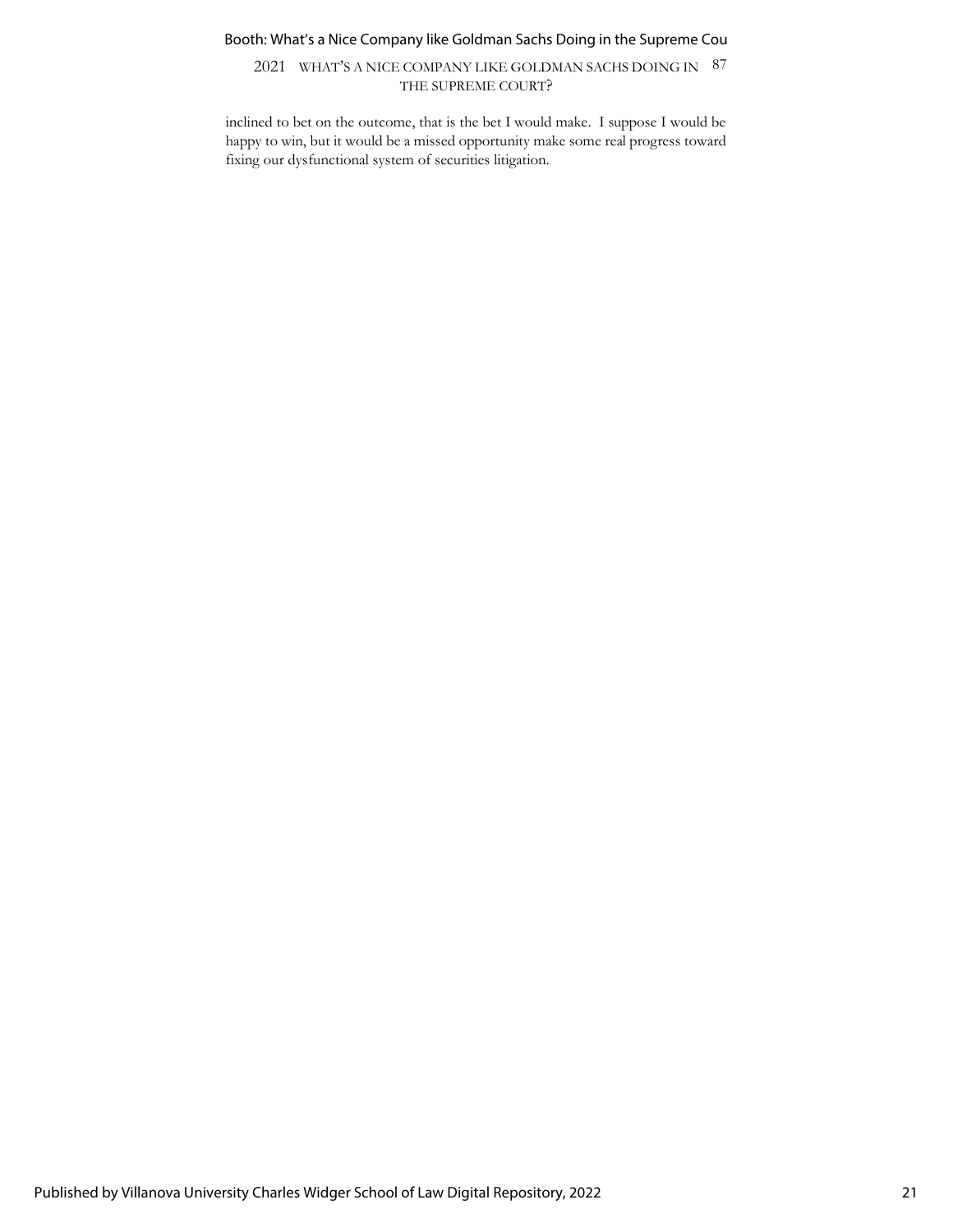inclined to bet on the outcome, that is the bet I would make. I suppose I would be happy to win, but it would be a missed opportunity make some real progress toward fixing our dysfunctional system of securities litigation.